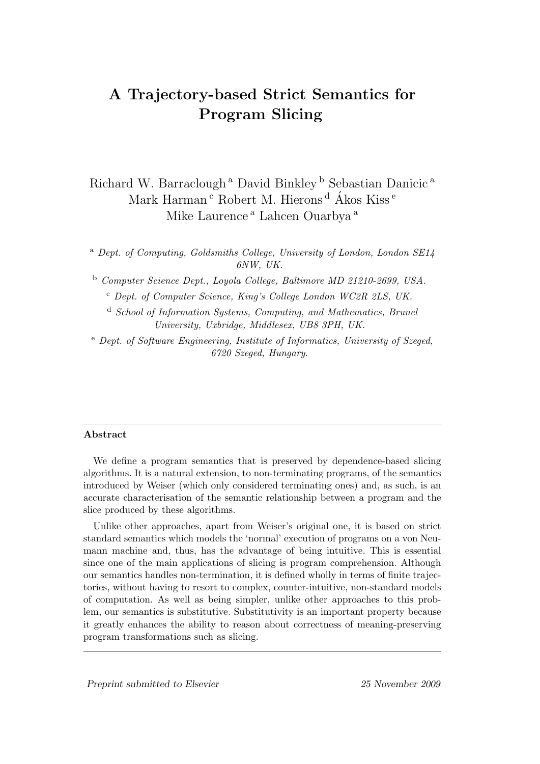# A Trajectory-based Strict Semantics for Program Slicing

Richard W. Barraclough [a] David Binkley [b] Sebastian Danicic [a] Mark Harman [c] Robert M. Hierons [d] Ákos Kiss [e] Mike Laurence [a] Lahcen Ouarbya [a]

[a] *Dept. of Computing, Goldsmiths College, University of London, London SE14 6NW, UK.*

[b] *Computer Science Dept., Loyola College, Baltimore MD 21210-2699, USA.*

[c] *Dept. of Computer Science, King's College London WC2R 2LS, UK.*

[d] *School of Information Systems, Computing, and Mathematics, Brunel University, Uxbridge, Middlesex, UB8 3PH, UK.*

[e] *Dept. of Software Engineering, Institute of Informatics, University of Szeged, 6720 Szeged, Hungary.*

---

**Abstract**

We define a program semantics that is preserved by dependence-based slicing algorithms. It is a natural extension, to non-terminating programs, of the semantics introduced by Weiser (which only considered terminating ones) and, as such, is an accurate characterisation of the semantic relationship between a program and the slice produced by these algorithms.

Unlike other approaches, apart from Weiser's original one, it is based on strict standard semantics which models the 'normal' execution of programs on a von Neumann machine and, thus, has the advantage of being intuitive. This is essential since one of the main applications of slicing is program comprehension. Although our semantics handles non-termination, it is defined wholly in terms of finite trajectories, without having to resort to complex, counter-intuitive, non-standard models of computation. As well as being simpler, unlike other approaches to this problem, our semantics is substitutive. Substitutivity is an important property because it greatly enhances the ability to reason about correctness of meaning-preserving program transformations such as slicing.

---

*Preprint submitted to Elsevier* 25 November 2009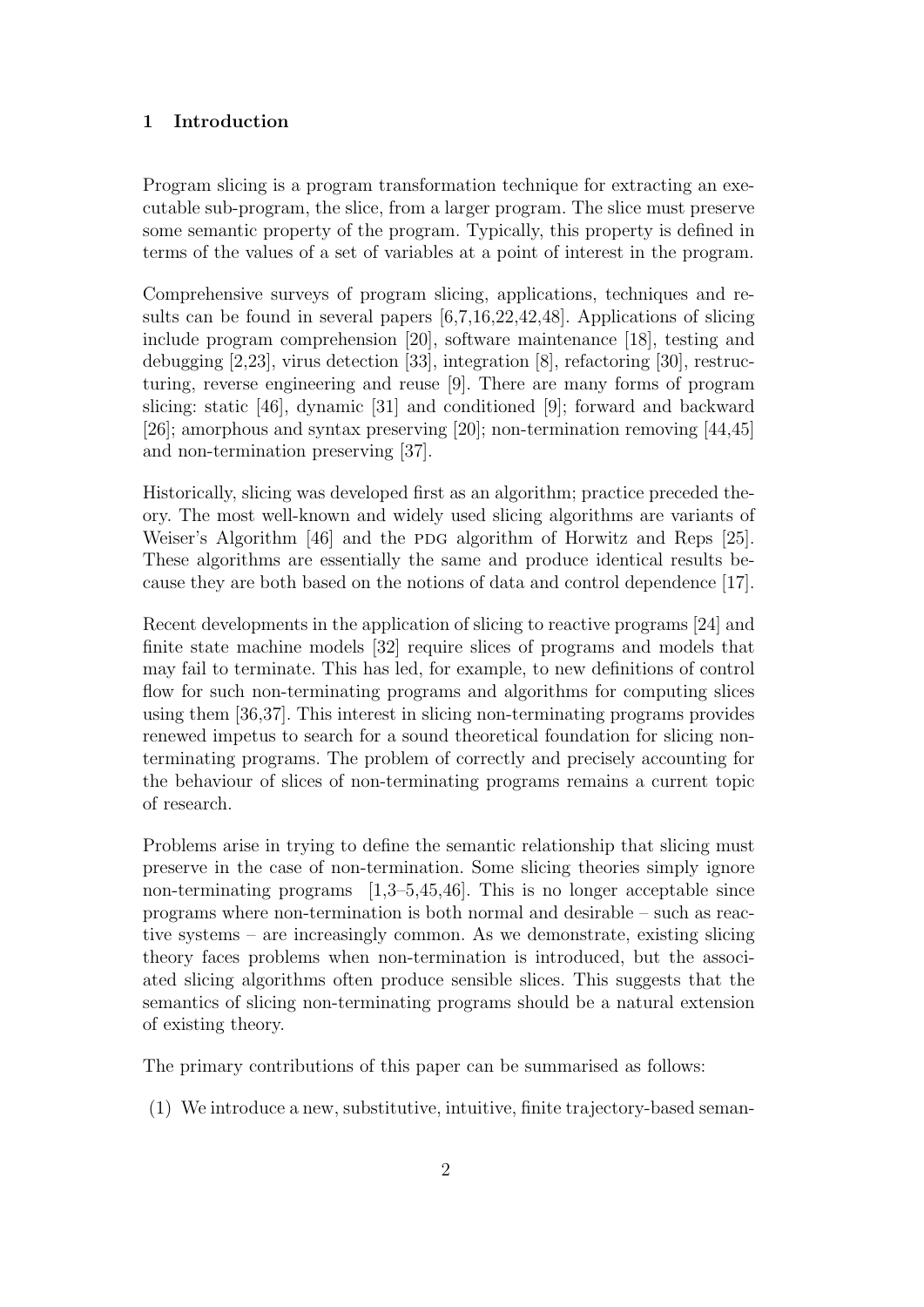## 1 Introduction

Program slicing is a program transformation technique for extracting an executable sub-program, the slice, from a larger program. The slice must preserve some semantic property of the program. Typically, this property is defined in terms of the values of a set of variables at a point of interest in the program.

Comprehensive surveys of program slicing, applications, techniques and results can be found in several papers [6,7,16,22,42,48]. Applications of slicing include program comprehension [20], software maintenance [18], testing and debugging [2,23], virus detection [33], integration [8], refactoring [30], restructuring, reverse engineering and reuse [9]. There are many forms of program slicing: static [46], dynamic [31] and conditioned [9]; forward and backward [26]; amorphous and syntax preserving [20]; non-termination removing [44,45] and non-termination preserving [37].

Historically, slicing was developed first as an algorithm; practice preceded theory. The most well-known and widely used slicing algorithms are variants of Weiser's Algorithm [46] and the PDG algorithm of Horwitz and Reps [25]. These algorithms are essentially the same and produce identical results because they are both based on the notions of data and control dependence [17].

Recent developments in the application of slicing to reactive programs [24] and finite state machine models [32] require slices of programs and models that may fail to terminate. This has led, for example, to new definitions of control flow for such non-terminating programs and algorithms for computing slices using them [36,37]. This interest in slicing non-terminating programs provides renewed impetus to search for a sound theoretical foundation for slicing non-terminating programs. The problem of correctly and precisely accounting for the behaviour of slices of non-terminating programs remains a current topic of research.

Problems arise in trying to define the semantic relationship that slicing must preserve in the case of non-termination. Some slicing theories simply ignore non-terminating programs [1,3–5,45,46]. This is no longer acceptable since programs where non-termination is both normal and desirable – such as reactive systems – are increasingly common. As we demonstrate, existing slicing theory faces problems when non-termination is introduced, but the associated slicing algorithms often produce sensible slices. This suggests that the semantics of slicing non-terminating programs should be a natural extension of existing theory.

The primary contributions of this paper can be summarised as follows:

(1) We introduce a new, substitutive, intuitive, finite trajectory-based seman-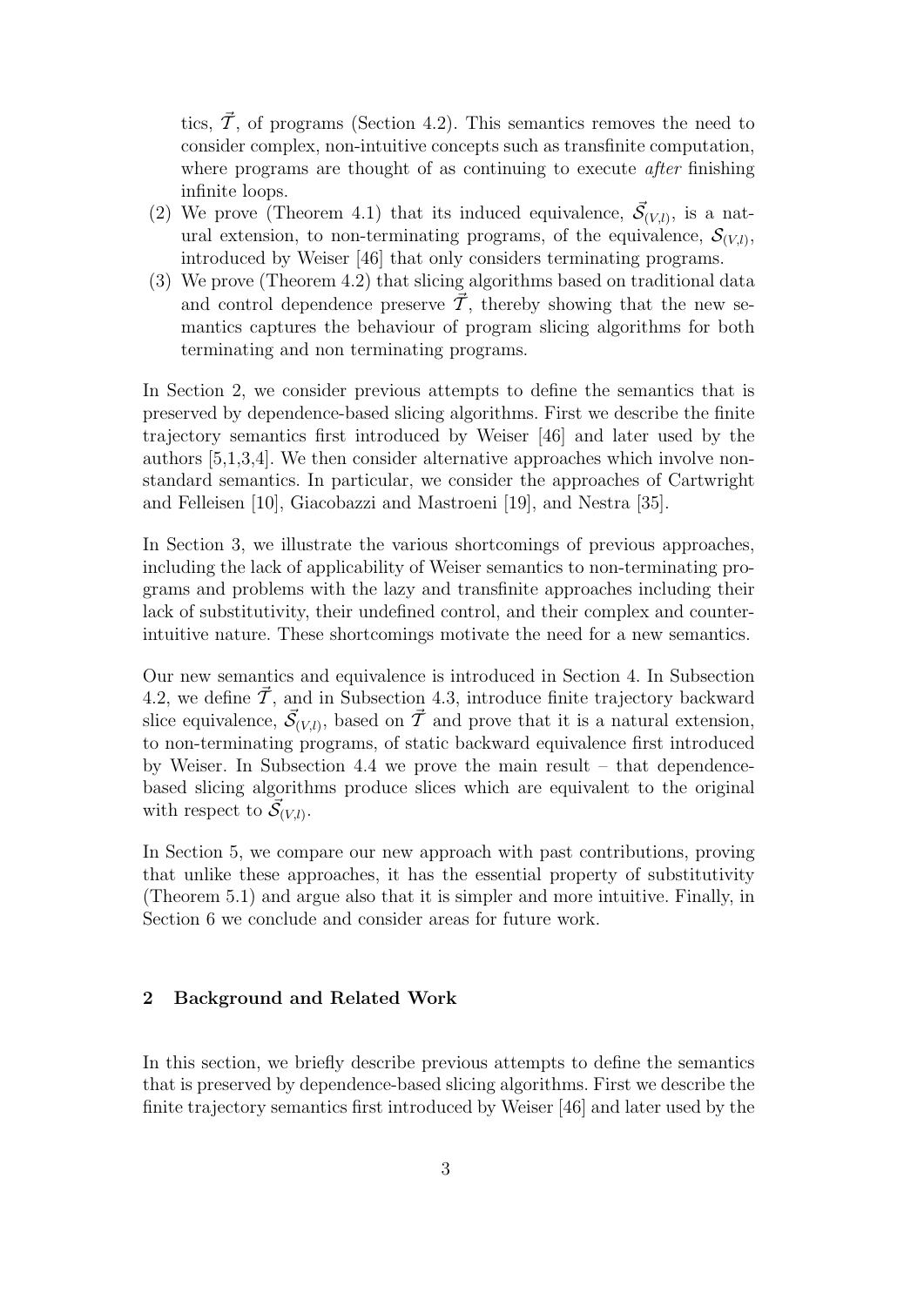tics, $\vec{\mathcal{T}}$, of programs (Section 4.2). This semantics removes the need to consider complex, non-intuitive concepts such as transfinite computation, where programs are thought of as continuing to execute *after* finishing infinite loops.

(2) We prove (Theorem 4.1) that its induced equivalence, $\vec{\mathcal{S}}_{(V,l)}$, is a natural extension, to non-terminating programs, of the equivalence, $\mathcal{S}_{(V,l)}$, introduced by Weiser [46] that only considers terminating programs.

(3) We prove (Theorem 4.2) that slicing algorithms based on traditional data and control dependence preserve $\vec{\mathcal{T}}$, thereby showing that the new semantics captures the behaviour of program slicing algorithms for both terminating and non terminating programs.

In Section 2, we consider previous attempts to define the semantics that is preserved by dependence-based slicing algorithms. First we describe the finite trajectory semantics first introduced by Weiser [46] and later used by the authors [5,1,3,4]. We then consider alternative approaches which involve non-standard semantics. In particular, we consider the approaches of Cartwright and Felleisen [10], Giacobazzi and Mastroeni [19], and Nestra [35].

In Section 3, we illustrate the various shortcomings of previous approaches, including the lack of applicability of Weiser semantics to non-terminating programs and problems with the lazy and transfinite approaches including their lack of substitutivity, their undefined control, and their complex and counter-intuitive nature. These shortcomings motivate the need for a new semantics.

Our new semantics and equivalence is introduced in Section 4. In Subsection 4.2, we define $\vec{\mathcal{T}}$, and in Subsection 4.3, introduce finite trajectory backward slice equivalence, $\vec{\mathcal{S}}_{(V,l)}$, based on $\vec{\mathcal{T}}$ and prove that it is a natural extension, to non-terminating programs, of static backward equivalence first introduced by Weiser. In Subsection 4.4 we prove the main result – that dependence-based slicing algorithms produce slices which are equivalent to the original with respect to $\vec{\mathcal{S}}_{(V,l)}$.

In Section 5, we compare our new approach with past contributions, proving that unlike these approaches, it has the essential property of substitutivity (Theorem 5.1) and argue also that it is simpler and more intuitive. Finally, in Section 6 we conclude and consider areas for future work.

## 2 Background and Related Work

In this section, we briefly describe previous attempts to define the semantics that is preserved by dependence-based slicing algorithms. First we describe the finite trajectory semantics first introduced by Weiser [46] and later used by the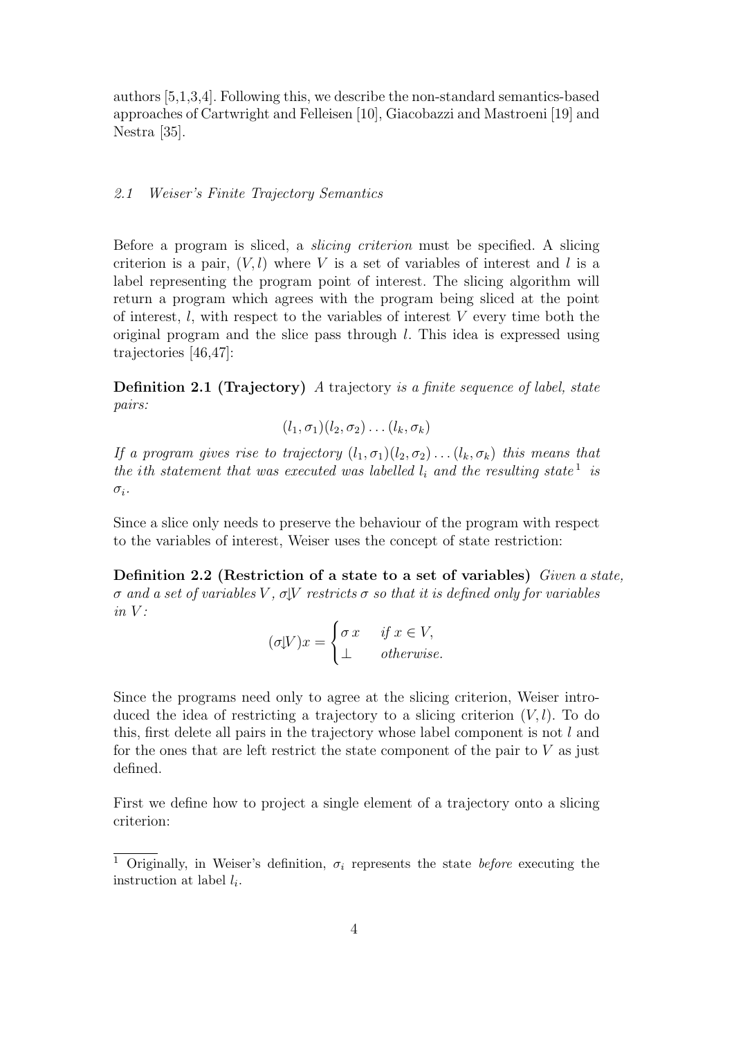authors [5,1,3,4]. Following this, we describe the non-standard semantics-based approaches of Cartwright and Felleisen [10], Giacobazzi and Mastroeni [19] and Nestra [35].

### *2.1 Weiser's Finite Trajectory Semantics*

Before a program is sliced, a *slicing criterion* must be specified. A slicing criterion is a pair, $(V, l)$ where $V$ is a set of variables of interest and $l$ is a label representing the program point of interest. The slicing algorithm will return a program which agrees with the program being sliced at the point of interest, $l$, with respect to the variables of interest $V$ every time both the original program and the slice pass through $l$. This idea is expressed using trajectories [46,47]:

**Definition 2.1 (Trajectory)** *A* trajectory *is a finite sequence of label, state pairs:*

$$(l_1, \sigma_1)(l_2, \sigma_2) \ldots (l_k, \sigma_k)$$

*If a program gives rise to trajectory $(l_1, \sigma_1)(l_2, \sigma_2) \ldots (l_k, \sigma_k)$ this means that the $i$th statement that was executed was labelled $l_i$ and the resulting state*[1] *is $\sigma_i$.*

Since a slice only needs to preserve the behaviour of the program with respect to the variables of interest, Weiser uses the concept of state restriction:

**Definition 2.2 (Restriction of a state to a set of variables)** *Given a state, $\sigma$ and a set of variables $V$, $\sigma\downharpoonright V$ restricts $\sigma$ so that it is defined only for variables in $V$:*

$$(\sigma\downharpoonright V)x = \begin{cases} \sigma\, x & \text{if } x \in V, \\ \perp & \text{otherwise.} \end{cases}$$

Since the programs need only to agree at the slicing criterion, Weiser introduced the idea of restricting a trajectory to a slicing criterion $(V, l)$. To do this, first delete all pairs in the trajectory whose label component is not $l$ and for the ones that are left restrict the state component of the pair to $V$ as just defined.

First we define how to project a single element of a trajectory onto a slicing criterion:

[1] Originally, in Weiser's definition, $\sigma_i$ represents the state *before* executing the instruction at label $l_i$.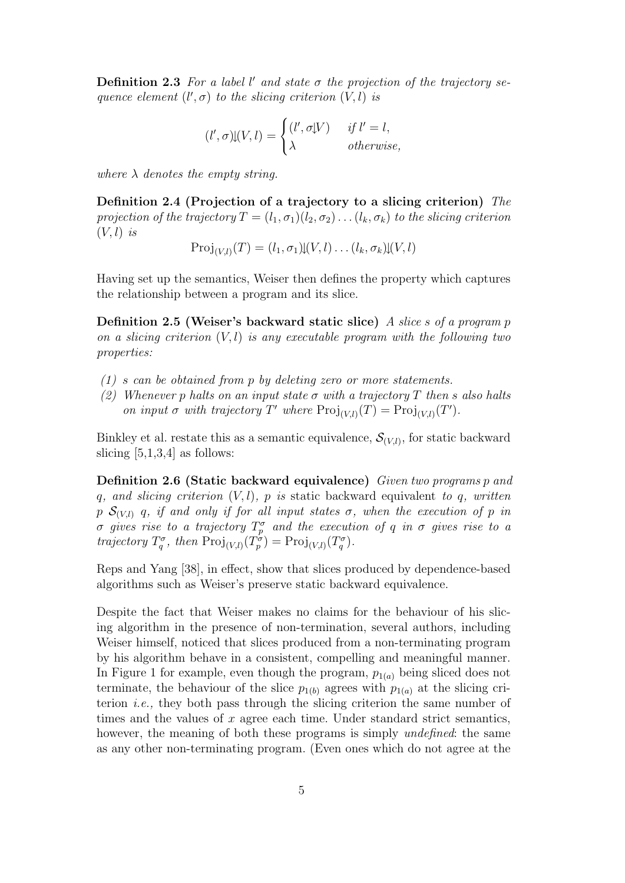**Definition 2.3** *For a label $l'$ and state $\sigma$ the projection of the trajectory sequence element $(l', \sigma)$ to the slicing criterion $(V, l)$ is*

$$(l', \sigma)\Downarrow(V, l) = \begin{cases} (l', \sigma\downarrow V) & \text{if } l' = l, \\ \lambda & \text{otherwise,} \end{cases}$$

*where $\lambda$ denotes the empty string.*

**Definition 2.4 (Projection of a trajectory to a slicing criterion)** *The projection of the trajectory $T = (l_1, \sigma_1)(l_2, \sigma_2) \dots (l_k, \sigma_k)$ to the slicing criterion $(V, l)$ is*

$$\text{Proj}_{(V,l)}(T) = (l_1, \sigma_1)\Downarrow(V, l) \dots (l_k, \sigma_k)\Downarrow(V, l)$$

Having set up the semantics, Weiser then defines the property which captures the relationship between a program and its slice.

**Definition 2.5 (Weiser's backward static slice)** *A slice $s$ of a program $p$ on a slicing criterion $(V, l)$ is any executable program with the following two properties:*

*(1) $s$ can be obtained from $p$ by deleting zero or more statements.*
*(2) Whenever $p$ halts on an input state $\sigma$ with a trajectory $T$ then $s$ also halts on input $\sigma$ with trajectory $T'$ where $\text{Proj}_{(V,l)}(T) = \text{Proj}_{(V,l)}(T')$.*

Binkley et al. restate this as a semantic equivalence, $\mathcal{S}_{(V,l)}$, for static backward slicing [5,1,3,4] as follows:

**Definition 2.6 (Static backward equivalence)** *Given two programs $p$ and $q$, and slicing criterion $(V, l)$, $p$ is* static backward equivalent *to $q$, written $p\ \mathcal{S}_{(V,l)}\ q$, if and only if for all input states $\sigma$, when the execution of $p$ in $\sigma$ gives rise to a trajectory $T_p^\sigma$ and the execution of $q$ in $\sigma$ gives rise to a trajectory $T_q^\sigma$, then $\text{Proj}_{(V,l)}(T_p^\sigma) = \text{Proj}_{(V,l)}(T_q^\sigma)$.*

Reps and Yang [38], in effect, show that slices produced by dependence-based algorithms such as Weiser's preserve static backward equivalence.

Despite the fact that Weiser makes no claims for the behaviour of his slicing algorithm in the presence of non-termination, several authors, including Weiser himself, noticed that slices produced from a non-terminating program by his algorithm behave in a consistent, compelling and meaningful manner. In Figure 1 for example, even though the program, $p_{1(a)}$ being sliced does not terminate, the behaviour of the slice $p_{1(b)}$ agrees with $p_{1(a)}$ at the slicing criterion *i.e.,* they both pass through the slicing criterion the same number of times and the values of $x$ agree each time. Under standard strict semantics, however, the meaning of both these programs is simply *undefined*: the same as any other non-terminating program. (Even ones which do not agree at the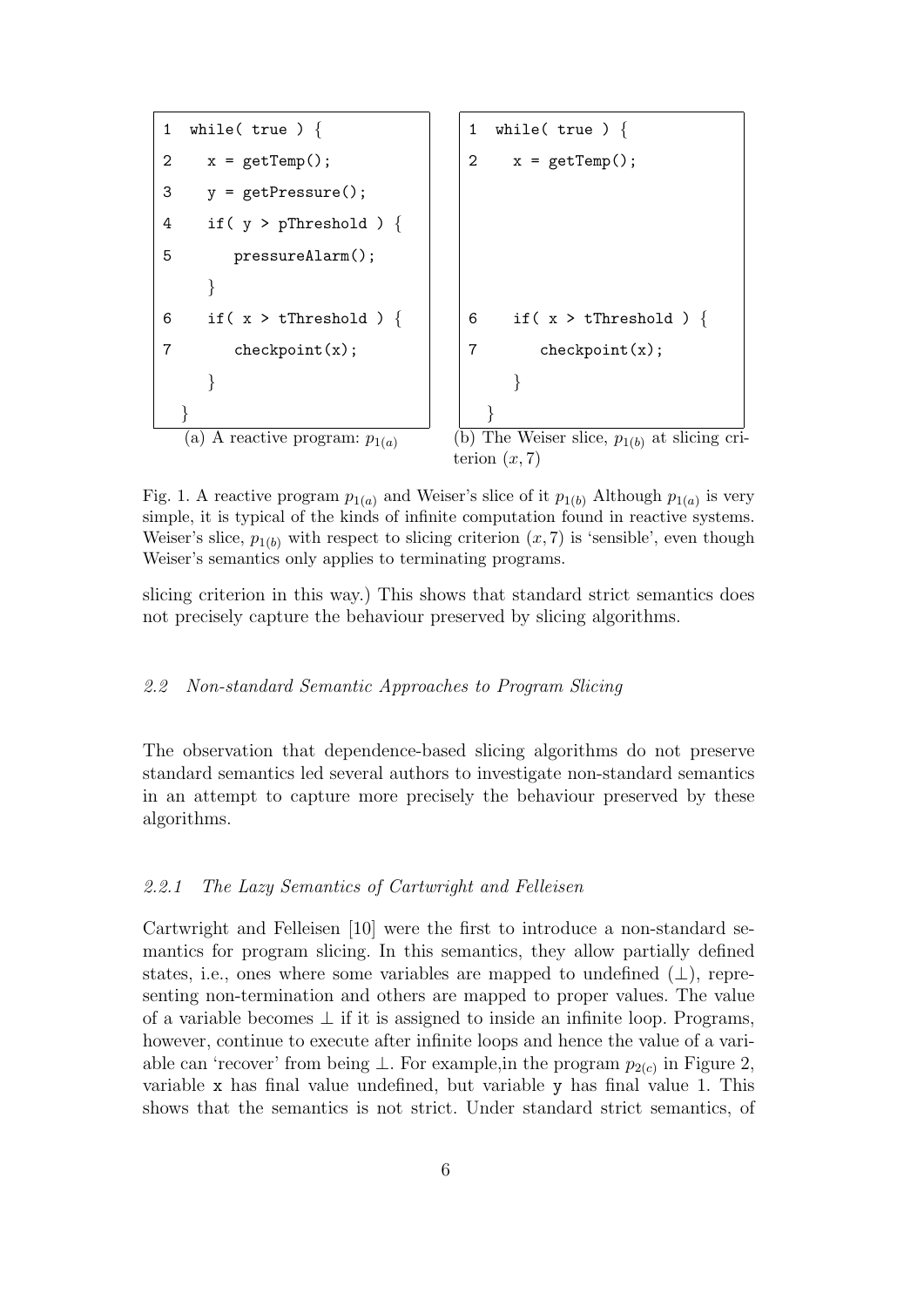```
1  while( true ) {
2    x = getTemp();
3    y = getPressure();
4    if( y > pThreshold ) {
5       pressureAlarm();
     }
6    if( x > tThreshold ) {
7       checkpoint(x);
     }
  }
```

(a) A reactive program: $p_{1(a)}$

```
1  while( true ) {
2    x = getTemp();




6    if( x > tThreshold ) {
7       checkpoint(x);
     }
  }
```

(b) The Weiser slice, $p_{1(b)}$ at slicing criterion $(x, 7)$

Fig. 1. A reactive program $p_{1(a)}$ and Weiser's slice of it $p_{1(b)}$ Although $p_{1(a)}$ is very simple, it is typical of the kinds of infinite computation found in reactive systems. Weiser's slice, $p_{1(b)}$ with respect to slicing criterion $(x, 7)$ is 'sensible', even though Weiser's semantics only applies to terminating programs.

slicing criterion in this way.) This shows that standard strict semantics does not precisely capture the behaviour preserved by slicing algorithms.

### 2.2 Non-standard Semantic Approaches to Program Slicing

The observation that dependence-based slicing algorithms do not preserve standard semantics led several authors to investigate non-standard semantics in an attempt to capture more precisely the behaviour preserved by these algorithms.

#### 2.2.1 The Lazy Semantics of Cartwright and Felleisen

Cartwright and Felleisen [10] were the first to introduce a non-standard semantics for program slicing. In this semantics, they allow partially defined states, i.e., ones where some variables are mapped to undefined ($\perp$), representing non-termination and others are mapped to proper values. The value of a variable becomes $\perp$ if it is assigned to inside an infinite loop. Programs, however, continue to execute after infinite loops and hence the value of a variable can 'recover' from being $\perp$. For example,in the program $p_{2(c)}$ in Figure 2, variable x has final value undefined, but variable y has final value 1. This shows that the semantics is not strict. Under standard strict semantics, of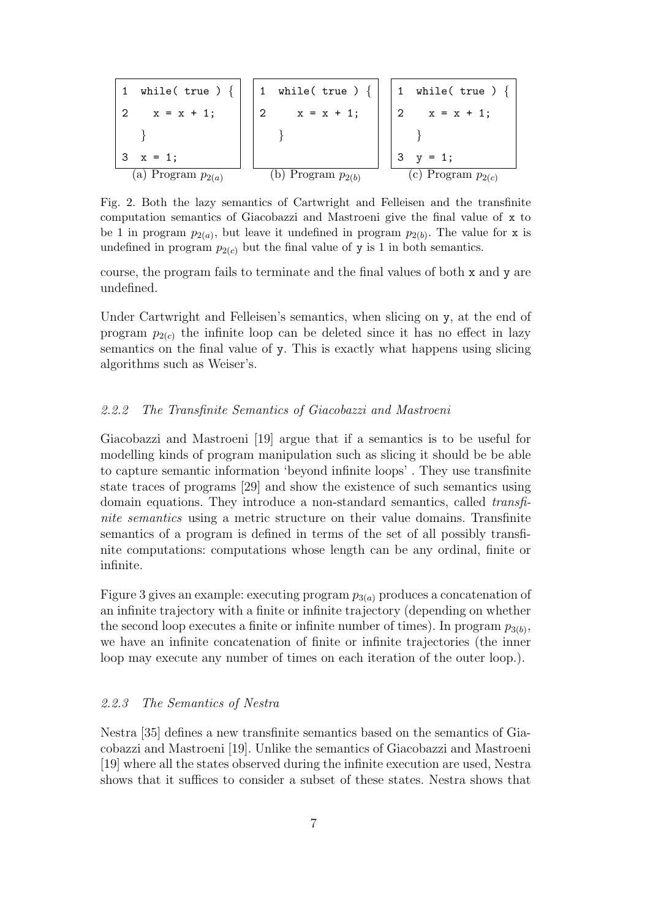```
1  while( true ) {
2     x = x + 1;
   }
3  x = 1;
```
(a) Program $p_{2(a)}$

```
1  while( true ) {
2     x = x + 1;
   }
```
(b) Program $p_{2(b)}$

```
1  while( true ) {
2     x = x + 1;
   }
3  y = 1;
```
(c) Program $p_{2(c)}$

Fig. 2. Both the lazy semantics of Cartwright and Felleisen and the transfinite computation semantics of Giacobazzi and Mastroeni give the final value of x to be 1 in program $p_{2(a)}$, but leave it undefined in program $p_{2(b)}$. The value for x is undefined in program $p_{2(c)}$ but the final value of y is 1 in both semantics.

course, the program fails to terminate and the final values of both x and y are undefined.

Under Cartwright and Felleisen's semantics, when slicing on y, at the end of program $p_{2(c)}$ the infinite loop can be deleted since it has no effect in lazy semantics on the final value of y. This is exactly what happens using slicing algorithms such as Weiser's.

### *2.2.2 The Transfinite Semantics of Giacobazzi and Mastroeni*

Giacobazzi and Mastroeni [19] argue that if a semantics is to be useful for modelling kinds of program manipulation such as slicing it should be be able to capture semantic information 'beyond infinite loops' . They use transfinite state traces of programs [29] and show the existence of such semantics using domain equations. They introduce a non-standard semantics, called *transfinite semantics* using a metric structure on their value domains. Transfinite semantics of a program is defined in terms of the set of all possibly transfinite computations: computations whose length can be any ordinal, finite or infinite.

Figure 3 gives an example: executing program $p_{3(a)}$ produces a concatenation of an infinite trajectory with a finite or infinite trajectory (depending on whether the second loop executes a finite or infinite number of times). In program $p_{3(b)}$, we have an infinite concatenation of finite or infinite trajectories (the inner loop may execute any number of times on each iteration of the outer loop.).

### *2.2.3 The Semantics of Nestra*

Nestra [35] defines a new transfinite semantics based on the semantics of Giacobazzi and Mastroeni [19]. Unlike the semantics of Giacobazzi and Mastroeni [19] where all the states observed during the infinite execution are used, Nestra shows that it suffices to consider a subset of these states. Nestra shows that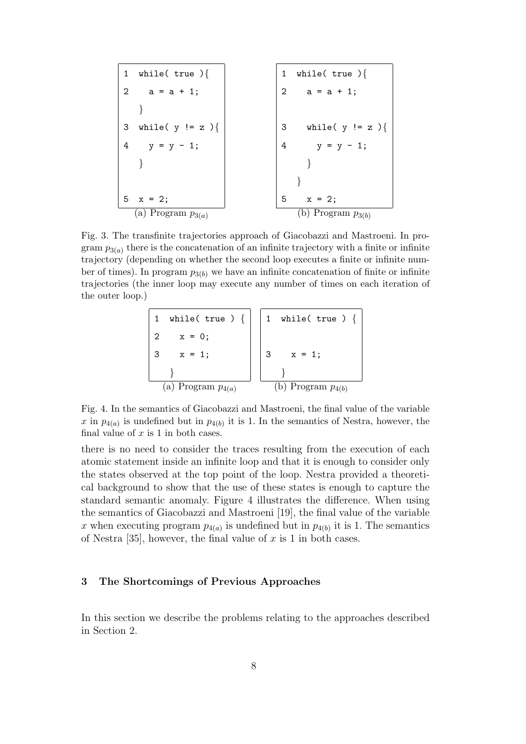```
1  while( true ){
2    a = a + 1;
   }
3  while( y != z ){
4    y = y - 1;
   }


5  x = 2;
```
(a) Program $p_{3(a)}$

```
1  while( true ){
2    a = a + 1;

3    while( y != z ){
4      y = y - 1;
     }
   }
5    x = 2;
```
(b) Program $p_{3(b)}$

Fig. 3. The transfinite trajectories approach of Giacobazzi and Mastroeni. In program $p_{3(a)}$ there is the concatenation of an infinite trajectory with a finite or infinite trajectory (depending on whether the second loop executes a finite or infinite number of times). In program $p_{3(b)}$ we have an infinite concatenation of finite or infinite trajectories (the inner loop may execute any number of times on each iteration of the outer loop.)

```
1  while( true ) {
2    x = 0;
3    x = 1;
   }
```
(a) Program $p_{4(a)}$

```
1  while( true ) {

3    x = 1;
   }
```
(b) Program $p_{4(b)}$

Fig. 4. In the semantics of Giacobazzi and Mastroeni, the final value of the variable $x$ in $p_{4(a)}$ is undefined but in $p_{4(b)}$ it is 1. In the semantics of Nestra, however, the final value of $x$ is 1 in both cases.

there is no need to consider the traces resulting from the execution of each atomic statement inside an infinite loop and that it is enough to consider only the states observed at the top point of the loop. Nestra provided a theoretical background to show that the use of these states is enough to capture the standard semantic anomaly. Figure 4 illustrates the difference. When using the semantics of Giacobazzi and Mastroeni [19], the final value of the variable $x$ when executing program $p_{4(a)}$ is undefined but in $p_{4(b)}$ it is 1. The semantics of Nestra [35], however, the final value of $x$ is 1 in both cases.

## 3 The Shortcomings of Previous Approaches

In this section we describe the problems relating to the approaches described in Section 2.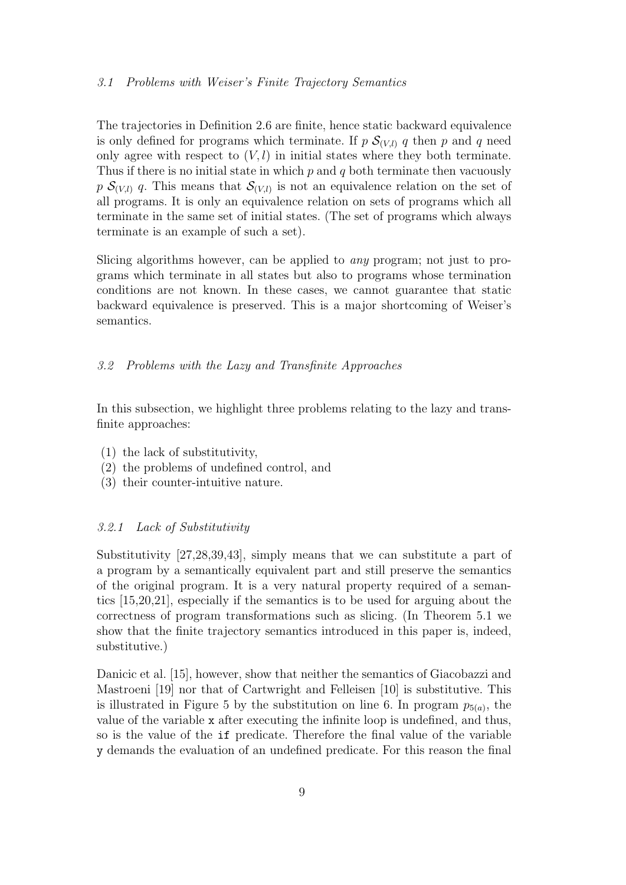### 3.1 Problems with Weiser's Finite Trajectory Semantics

The trajectories in Definition 2.6 are finite, hence static backward equivalence is only defined for programs which terminate. If $p\ \mathcal{S}_{(V,l)}\ q$ then $p$ and $q$ need only agree with respect to $(V, l)$ in initial states where they both terminate. Thus if there is no initial state in which $p$ and $q$ both terminate then vacuously $p\ \mathcal{S}_{(V,l)}\ q$. This means that $\mathcal{S}_{(V,l)}$ is not an equivalence relation on the set of all programs. It is only an equivalence relation on sets of programs which all terminate in the same set of initial states. (The set of programs which always terminate is an example of such a set).

Slicing algorithms however, can be applied to *any* program; not just to programs which terminate in all states but also to programs whose termination conditions are not known. In these cases, we cannot guarantee that static backward equivalence is preserved. This is a major shortcoming of Weiser's semantics.

### 3.2 Problems with the Lazy and Transfinite Approaches

In this subsection, we highlight three problems relating to the lazy and transfinite approaches:

(1) the lack of substitutivity,
(2) the problems of undefined control, and
(3) their counter-intuitive nature.

#### 3.2.1 Lack of Substitutivity

Substitutivity [27,28,39,43], simply means that we can substitute a part of a program by a semantically equivalent part and still preserve the semantics of the original program. It is a very natural property required of a semantics [15,20,21], especially if the semantics is to be used for arguing about the correctness of program transformations such as slicing. (In Theorem 5.1 we show that the finite trajectory semantics introduced in this paper is, indeed, substitutive.)

Danicic et al. [15], however, show that neither the semantics of Giacobazzi and Mastroeni [19] nor that of Cartwright and Felleisen [10] is substitutive. This is illustrated in Figure 5 by the substitution on line 6. In program $p_{5(a)}$, the value of the variable `x` after executing the infinite loop is undefined, and thus, so is the value of the `if` predicate. Therefore the final value of the variable `y` demands the evaluation of an undefined predicate. For this reason the final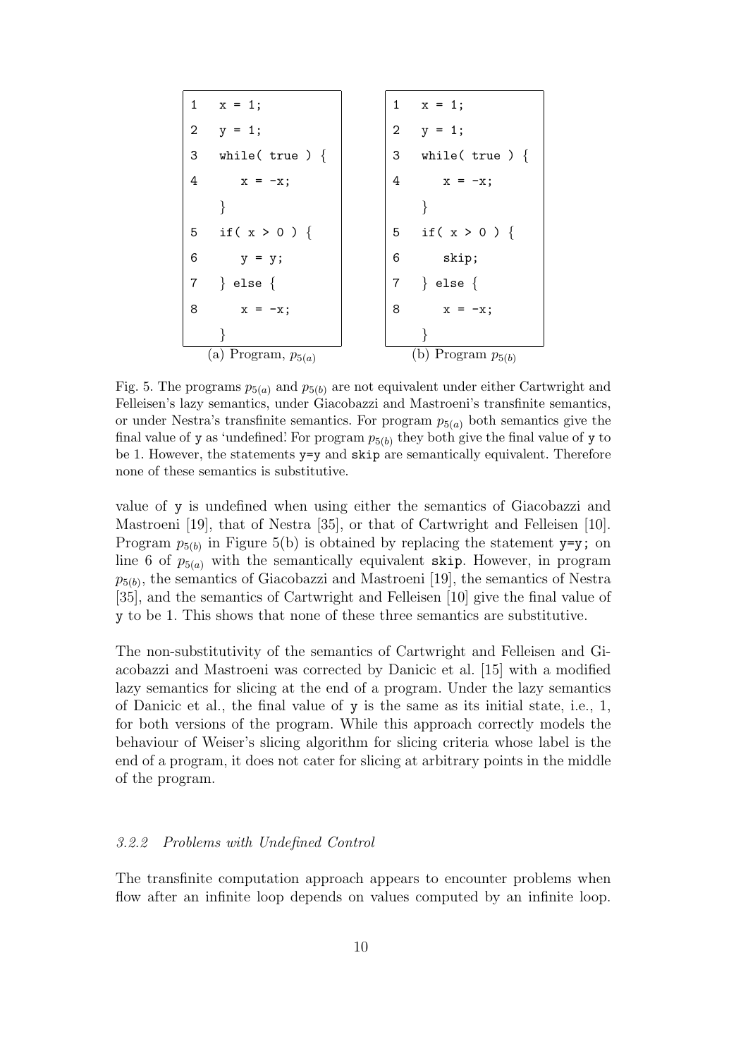```
1   x = 1;
2   y = 1;
3   while( true ) {
4      x = -x;
    }
5   if( x > 0 ) {
6      y = y;
7   } else {
8      x = -x;
    }
```

(a) Program, $p_{5(a)}$

```
1   x = 1;
2   y = 1;
3   while( true ) {
4      x = -x;
    }
5   if( x > 0 ) {
6      skip;
7   } else {
8      x = -x;
    }
```

(b) Program $p_{5(b)}$

Fig. 5. The programs $p_{5(a)}$ and $p_{5(b)}$ are not equivalent under either Cartwright and Felleisen's lazy semantics, under Giacobazzi and Mastroeni's transfinite semantics, or under Nestra's transfinite semantics. For program $p_{5(a)}$ both semantics give the final value of y as 'undefined'. For program $p_{5(b)}$ they both give the final value of y to be 1. However, the statements y=y and skip are semantically equivalent. Therefore none of these semantics is substitutive.

value of y is undefined when using either the semantics of Giacobazzi and Mastroeni [19], that of Nestra [35], or that of Cartwright and Felleisen [10]. Program $p_{5(b)}$ in Figure 5(b) is obtained by replacing the statement y=y; on line 6 of $p_{5(a)}$ with the semantically equivalent skip. However, in program $p_{5(b)}$, the semantics of Giacobazzi and Mastroeni [19], the semantics of Nestra [35], and the semantics of Cartwright and Felleisen [10] give the final value of y to be 1. This shows that none of these three semantics are substitutive.

The non-substitutivity of the semantics of Cartwright and Felleisen and Giacobazzi and Mastroeni was corrected by Danicic et al. [15] with a modified lazy semantics for slicing at the end of a program. Under the lazy semantics of Danicic et al., the final value of y is the same as its initial state, i.e., 1, for both versions of the program. While this approach correctly models the behaviour of Weiser's slicing algorithm for slicing criteria whose label is the end of a program, it does not cater for slicing at arbitrary points in the middle of the program.

### *3.2.2 Problems with Undefined Control*

The transfinite computation approach appears to encounter problems when flow after an infinite loop depends on values computed by an infinite loop.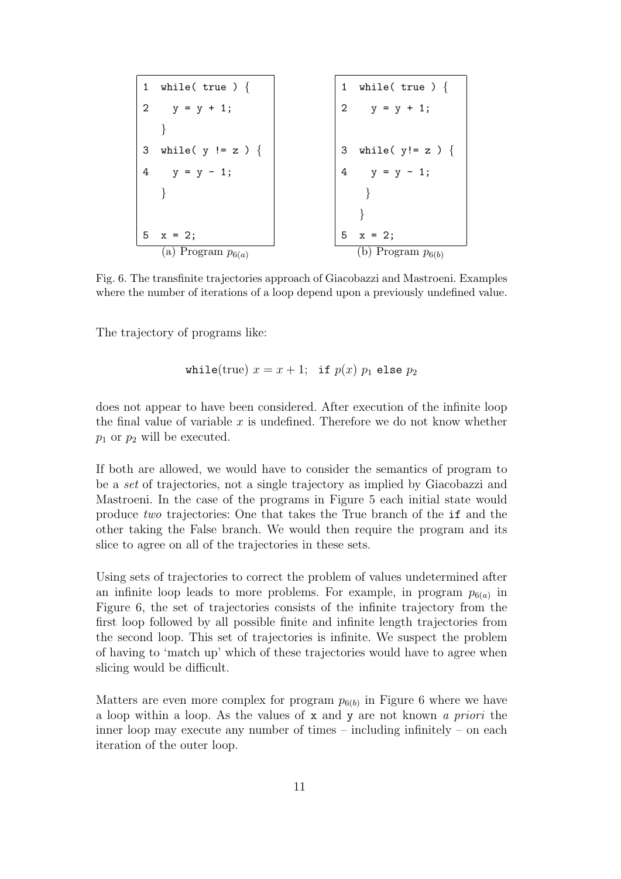```
1  while( true ) {
2    y = y + 1;
   }
3  while( y != z ) {
4    y = y - 1;
   }


5  x = 2;
```
(a) Program $p_{6(a)}$

```
1  while( true ) {
2    y = y + 1;

3  while( y!= z ) {
4    y = y - 1;
    }
   }
5  x = 2;
```
(b) Program $p_{6(b)}$

Fig. 6. The transfinite trajectories approach of Giacobazzi and Mastroeni. Examples where the number of iterations of a loop depend upon a previously undefined value.

The trajectory of programs like:

$$\texttt{while}(\text{true})\ x = x + 1;\ \ \texttt{if}\ p(x)\ p_1\ \texttt{else}\ p_2$$

does not appear to have been considered. After execution of the infinite loop the final value of variable $x$ is undefined. Therefore we do not know whether $p_1$ or $p_2$ will be executed.

If both are allowed, we would have to consider the semantics of program to be a *set* of trajectories, not a single trajectory as implied by Giacobazzi and Mastroeni. In the case of the programs in Figure 5 each initial state would produce *two* trajectories: One that takes the True branch of the `if` and the other taking the False branch. We would then require the program and its slice to agree on all of the trajectories in these sets.

Using sets of trajectories to correct the problem of values undetermined after an infinite loop leads to more problems. For example, in program $p_{6(a)}$ in Figure 6, the set of trajectories consists of the infinite trajectory from the first loop followed by all possible finite and infinite length trajectories from the second loop. This set of trajectories is infinite. We suspect the problem of having to 'match up' which of these trajectories would have to agree when slicing would be difficult.

Matters are even more complex for program $p_{6(b)}$ in Figure 6 where we have a loop within a loop. As the values of `x` and `y` are not known *a priori* the inner loop may execute any number of times – including infinitely – on each iteration of the outer loop.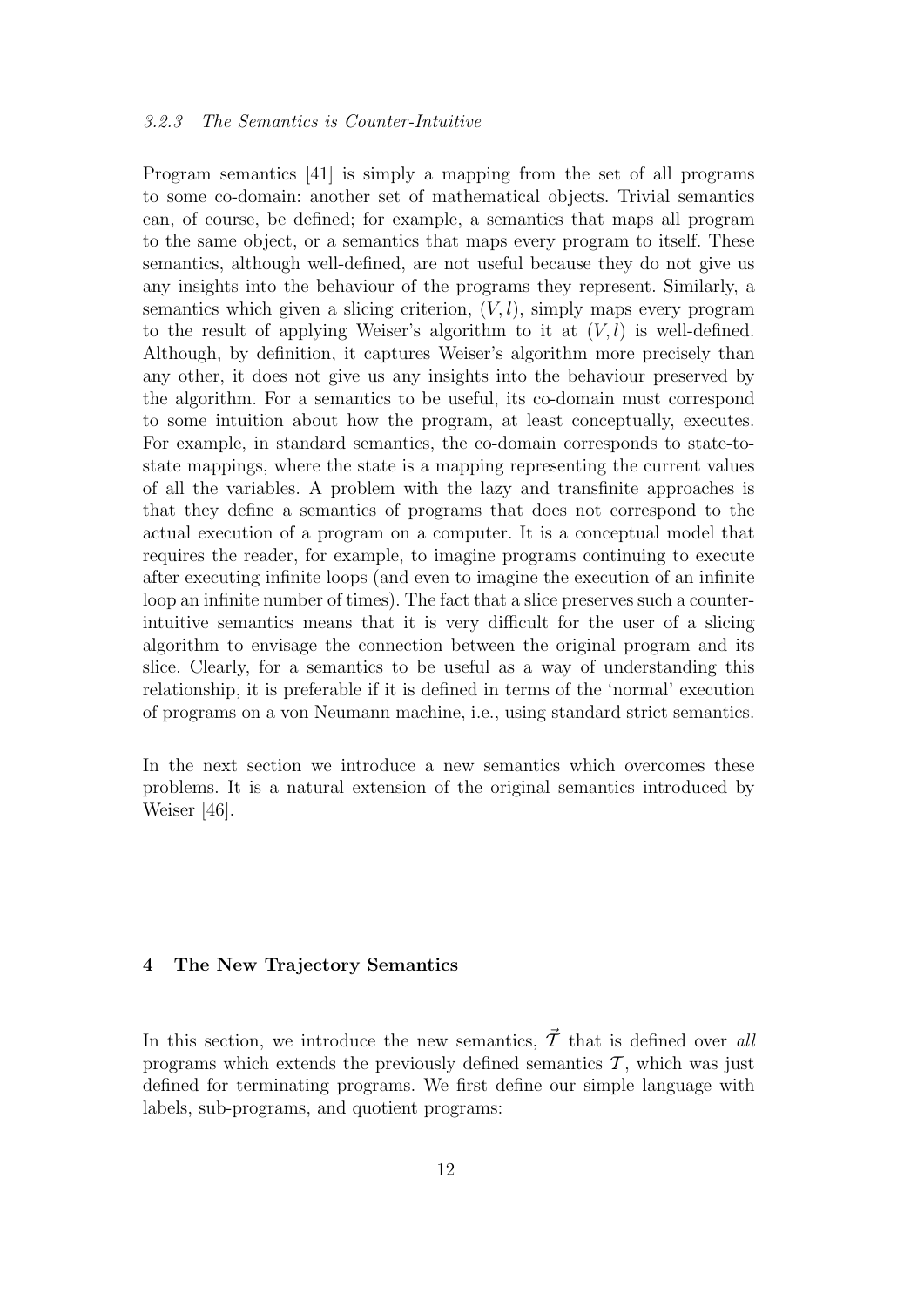#### 3.2.3 The Semantics is Counter-Intuitive

Program semantics [41] is simply a mapping from the set of all programs to some co-domain: another set of mathematical objects. Trivial semantics can, of course, be defined; for example, a semantics that maps all program to the same object, or a semantics that maps every program to itself. These semantics, although well-defined, are not useful because they do not give us any insights into the behaviour of the programs they represent. Similarly, a semantics which given a slicing criterion, $(V, l)$, simply maps every program to the result of applying Weiser's algorithm to it at $(V, l)$ is well-defined. Although, by definition, it captures Weiser's algorithm more precisely than any other, it does not give us any insights into the behaviour preserved by the algorithm. For a semantics to be useful, its co-domain must correspond to some intuition about how the program, at least conceptually, executes. For example, in standard semantics, the co-domain corresponds to state-to-state mappings, where the state is a mapping representing the current values of all the variables. A problem with the lazy and transfinite approaches is that they define a semantics of programs that does not correspond to the actual execution of a program on a computer. It is a conceptual model that requires the reader, for example, to imagine programs continuing to execute after executing infinite loops (and even to imagine the execution of an infinite loop an infinite number of times). The fact that a slice preserves such a counter-intuitive semantics means that it is very difficult for the user of a slicing algorithm to envisage the connection between the original program and its slice. Clearly, for a semantics to be useful as a way of understanding this relationship, it is preferable if it is defined in terms of the 'normal' execution of programs on a von Neumann machine, i.e., using standard strict semantics.

In the next section we introduce a new semantics which overcomes these problems. It is a natural extension of the original semantics introduced by Weiser [46].

## 4 The New Trajectory Semantics

In this section, we introduce the new semantics, $\vec{\mathcal{T}}$ that is defined over *all* programs which extends the previously defined semantics $\mathcal{T}$, which was just defined for terminating programs. We first define our simple language with labels, sub-programs, and quotient programs: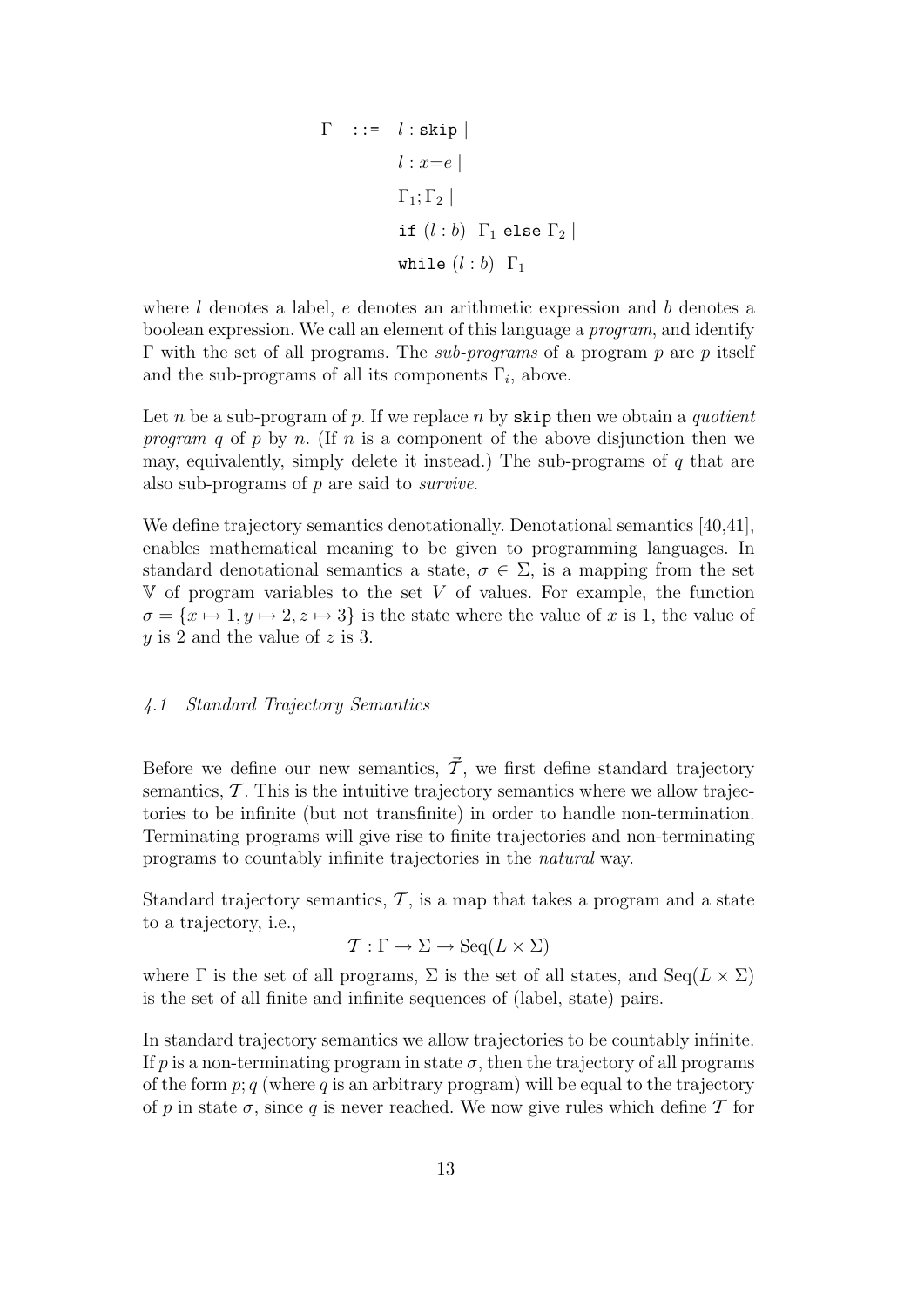$$
\begin{aligned}
\Gamma \quad ::= \quad & l : \texttt{skip} \mid \\
& l : x{=}e \mid \\
& \Gamma_1 ; \Gamma_2 \mid \\
& \texttt{if } (l : b) \;\; \Gamma_1 \texttt{ else } \Gamma_2 \mid \\
& \texttt{while } (l : b) \;\; \Gamma_1
\end{aligned}
$$

where $l$ denotes a label, $e$ denotes an arithmetic expression and $b$ denotes a boolean expression. We call an element of this language a *program*, and identify $\Gamma$ with the set of all programs. The *sub-programs* of a program $p$ are $p$ itself and the sub-programs of all its components $\Gamma_i$, above.

Let $n$ be a sub-program of $p$. If we replace $n$ by `skip` then we obtain a *quotient program* $q$ of $p$ by $n$. (If $n$ is a component of the above disjunction then we may, equivalently, simply delete it instead.) The sub-programs of $q$ that are also sub-programs of $p$ are said to *survive*.

We define trajectory semantics denotationally. Denotational semantics [40,41], enables mathematical meaning to be given to programming languages. In standard denotational semantics a state, $\sigma \in \Sigma$, is a mapping from the set $\mathbb{V}$ of program variables to the set $V$ of values. For example, the function $\sigma = \{x \mapsto 1, y \mapsto 2, z \mapsto 3\}$ is the state where the value of $x$ is 1, the value of $y$ is 2 and the value of $z$ is 3.

### 4.1 Standard Trajectory Semantics

Before we define our new semantics, $\vec{\mathcal{T}}$, we first define standard trajectory semantics, $\mathcal{T}$. This is the intuitive trajectory semantics where we allow trajectories to be infinite (but not transfinite) in order to handle non-termination. Terminating programs will give rise to finite trajectories and non-terminating programs to countably infinite trajectories in the *natural* way.

Standard trajectory semantics, $\mathcal{T}$, is a map that takes a program and a state to a trajectory, i.e.,

$$\mathcal{T} : \Gamma \rightarrow \Sigma \rightarrow \mathrm{Seq}(L \times \Sigma)$$

where $\Gamma$ is the set of all programs, $\Sigma$ is the set of all states, and $\mathrm{Seq}(L \times \Sigma)$ is the set of all finite and infinite sequences of (label, state) pairs.

In standard trajectory semantics we allow trajectories to be countably infinite. If $p$ is a non-terminating program in state $\sigma$, then the trajectory of all programs of the form $p; q$ (where $q$ is an arbitrary program) will be equal to the trajectory of $p$ in state $\sigma$, since $q$ is never reached. We now give rules which define $\mathcal{T}$ for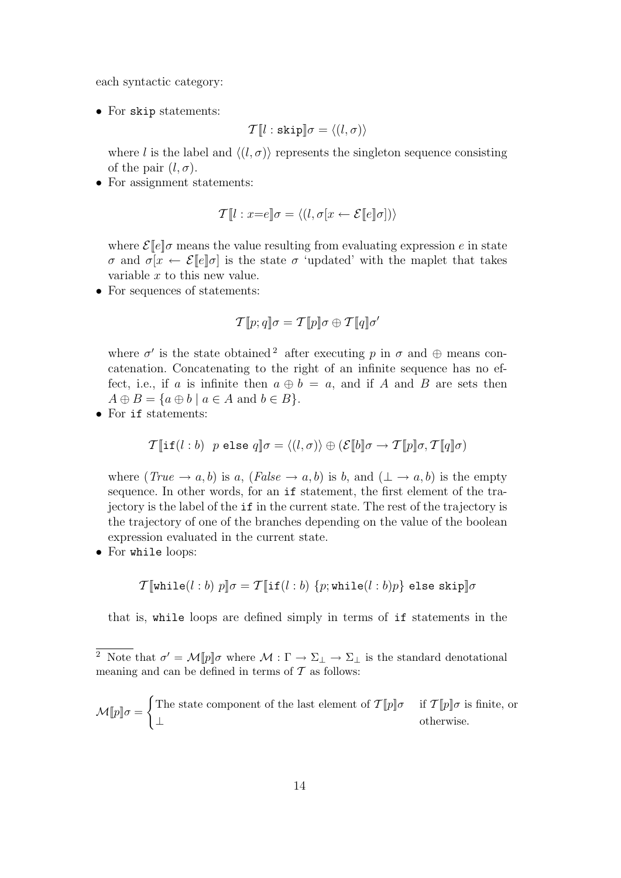each syntactic category:

- For `skip` statements:

$$\mathcal{T}[\![l : \texttt{skip}]\!]\sigma = \langle (l, \sigma) \rangle$$

where $l$ is the label and $\langle (l, \sigma) \rangle$ represents the singleton sequence consisting of the pair $(l, \sigma)$.

- For assignment statements:

$$\mathcal{T}[\![l : x\texttt{=}e]\!]\sigma = \langle (l, \sigma[x \leftarrow \mathcal{E}[\![e]\!]\sigma]) \rangle$$

where $\mathcal{E}[\![e]\!]\sigma$ means the value resulting from evaluating expression $e$ in state $\sigma$ and $\sigma[x \leftarrow \mathcal{E}[\![e]\!]\sigma]$ is the state $\sigma$ 'updated' with the maplet that takes variable $x$ to this new value.

- For sequences of statements:

$$\mathcal{T}[\![p; q]\!]\sigma = \mathcal{T}[\![p]\!]\sigma \oplus \mathcal{T}[\![q]\!]\sigma'$$

where $\sigma'$ is the state obtained[2] after executing $p$ in $\sigma$ and $\oplus$ means concatenation. Concatenating to the right of an infinite sequence has no effect, i.e., if $a$ is infinite then $a \oplus b = a$, and if $A$ and $B$ are sets then $A \oplus B = \{a \oplus b \mid a \in A \text{ and } b \in B\}$.

- For `if` statements:

$$\mathcal{T}[\![\texttt{if}(l : b) \;\; p \;\texttt{else}\; q]\!]\sigma = \langle (l, \sigma) \rangle \oplus (\mathcal{E}[\![b]\!]\sigma \rightarrow \mathcal{T}[\![p]\!]\sigma, \mathcal{T}[\![q]\!]\sigma)$$

where $(\mathit{True} \rightarrow a, b)$ is $a$, $(\mathit{False} \rightarrow a, b)$ is $b$, and $(\perp \rightarrow a, b)$ is the empty sequence. In other words, for an `if` statement, the first element of the trajectory is the label of the `if` in the current state. The rest of the trajectory is the trajectory of one of the branches depending on the value of the boolean expression evaluated in the current state.

- For `while` loops:

$$\mathcal{T}[\![\texttt{while}(l : b) \; p]\!]\sigma = \mathcal{T}[\![\texttt{if}(l : b) \; \{p; \texttt{while}(l : b)p\} \;\texttt{else skip}]\!]\sigma$$

that is, `while` loops are defined simply in terms of `if` statements in the

---

[2] Note that $\sigma' = \mathcal{M}[\![p]\!]\sigma$ where $\mathcal{M} : \Gamma \rightarrow \Sigma_\perp \rightarrow \Sigma_\perp$ is the standard denotational meaning and can be defined in terms of $\mathcal{T}$ as follows:

$$\mathcal{M}[\![p]\!]\sigma = \begin{cases} \text{The state component of the last element of } \mathcal{T}[\![p]\!]\sigma & \text{if } \mathcal{T}[\![p]\!]\sigma \text{ is finite, or} \\ \perp & \text{otherwise.} \end{cases}$$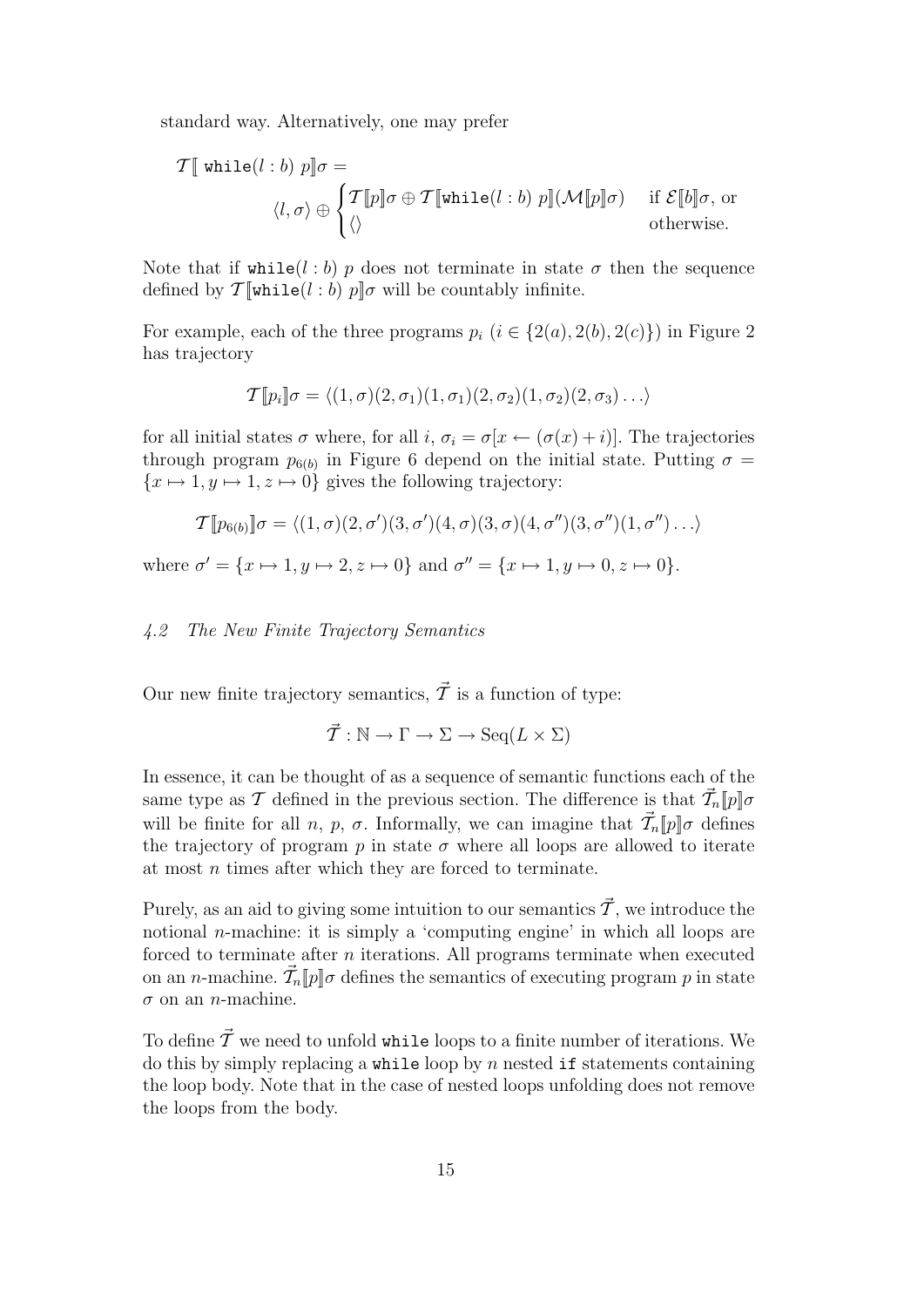standard way. Alternatively, one may prefer

$$\mathcal{T}[\![ \texttt{while}(l:b)\ p]\!]\sigma = \langle l,\sigma\rangle \oplus \begin{cases} \mathcal{T}[\![p]\!]\sigma \oplus \mathcal{T}[\![\texttt{while}(l:b)\ p]\!](\mathcal{M}[\![p]\!]\sigma) & \text{if } \mathcal{E}[\![b]\!]\sigma, \text{ or} \\ \langle\rangle & \text{otherwise.} \end{cases}$$

Note that if $\texttt{while}(l:b)\ p$ does not terminate in state $\sigma$ then the sequence defined by $\mathcal{T}[\![\texttt{while}(l:b)\ p]\!]\sigma$ will be countably infinite.

For example, each of the three programs $p_i$ ($i \in \{2(a), 2(b), 2(c)\}$) in Figure 2 has trajectory

$$\mathcal{T}[\![p_i]\!]\sigma = \langle (1,\sigma)(2,\sigma_1)(1,\sigma_1)(2,\sigma_2)(1,\sigma_2)(2,\sigma_3)\ldots\rangle$$

for all initial states $\sigma$ where, for all $i$, $\sigma_i = \sigma[x \leftarrow (\sigma(x)+i)]$. The trajectories through program $p_{6(b)}$ in Figure 6 depend on the initial state. Putting $\sigma = \{x \mapsto 1, y \mapsto 1, z \mapsto 0\}$ gives the following trajectory:

$$\mathcal{T}[\![p_{6(b)}]\!]\sigma = \langle (1,\sigma)(2,\sigma')(3,\sigma')(4,\sigma)(3,\sigma)(4,\sigma'')(3,\sigma'')(1,\sigma'')\ldots\rangle$$

where $\sigma' = \{x \mapsto 1, y \mapsto 2, z \mapsto 0\}$ and $\sigma'' = \{x \mapsto 1, y \mapsto 0, z \mapsto 0\}$.

### *4.2 The New Finite Trajectory Semantics*

Our new finite trajectory semantics, $\vec{\mathcal{T}}$ is a function of type:

$$\vec{\mathcal{T}} : \mathbb{N} \to \Gamma \to \Sigma \to \text{Seq}(L \times \Sigma)$$

In essence, it can be thought of as a sequence of semantic functions each of the same type as $\mathcal{T}$ defined in the previous section. The difference is that $\vec{\mathcal{T}}_n[\![p]\!]\sigma$ will be finite for all $n$, $p$, $\sigma$. Informally, we can imagine that $\vec{\mathcal{T}}_n[\![p]\!]\sigma$ defines the trajectory of program $p$ in state $\sigma$ where all loops are allowed to iterate at most $n$ times after which they are forced to terminate.

Purely, as an aid to giving some intuition to our semantics $\vec{\mathcal{T}}$, we introduce the notional $n$-machine: it is simply a 'computing engine' in which all loops are forced to terminate after $n$ iterations. All programs terminate when executed on an $n$-machine. $\vec{\mathcal{T}}_n[\![p]\!]\sigma$ defines the semantics of executing program $p$ in state $\sigma$ on an $n$-machine.

To define $\vec{\mathcal{T}}$ we need to unfold `while` loops to a finite number of iterations. We do this by simply replacing a `while` loop by $n$ nested `if` statements containing the loop body. Note that in the case of nested loops unfolding does not remove the loops from the body.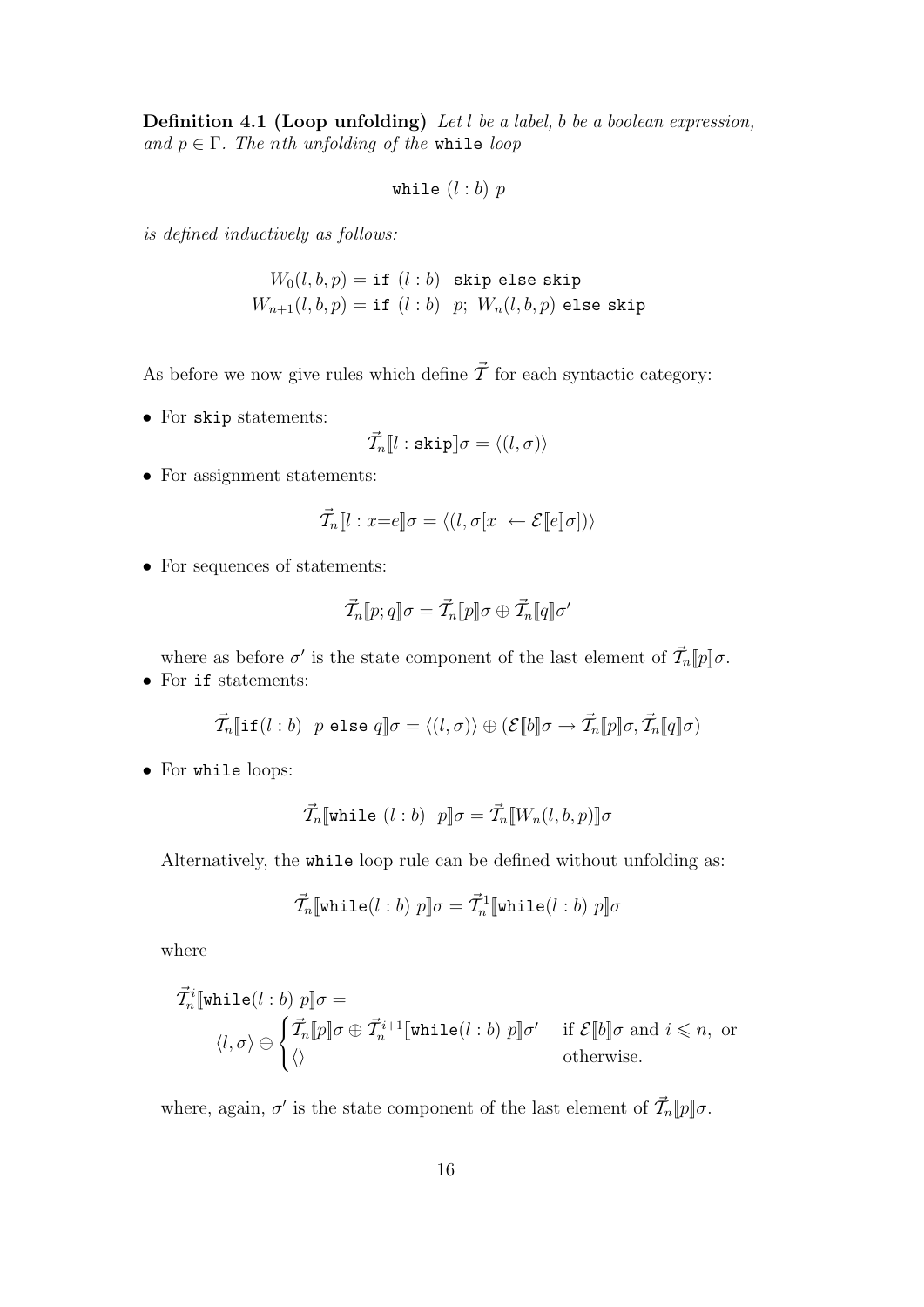**Definition 4.1 (Loop unfolding)** *Let $l$ be a label, $b$ be a boolean expression, and $p \in \Gamma$. The $n$th unfolding of the* `while` *loop*

$$\texttt{while}\ (l : b)\ p$$

*is defined inductively as follows:*

$$W_0(l, b, p) = \texttt{if}\ (l : b)\ \ \texttt{skip else skip}$$
$$W_{n+1}(l, b, p) = \texttt{if}\ (l : b)\ \ p;\ W_n(l, b, p)\ \texttt{else skip}$$

As before we now give rules which define $\vec{\mathcal{T}}$ for each syntactic category:

- For `skip` statements:

$$\vec{\mathcal{T}}_n[\![l : \texttt{skip}]\!]\sigma = \langle (l, \sigma) \rangle$$

- For assignment statements:

$$\vec{\mathcal{T}}_n[\![l : x{=}e]\!]\sigma = \langle (l, \sigma[x \ \leftarrow \mathcal{E}[\![e]\!]\sigma]) \rangle$$

- For sequences of statements:

$$\vec{\mathcal{T}}_n[\![p; q]\!]\sigma = \vec{\mathcal{T}}_n[\![p]\!]\sigma \oplus \vec{\mathcal{T}}_n[\![q]\!]\sigma'$$

  where as before $\sigma'$ is the state component of the last element of $\vec{\mathcal{T}}_n[\![p]\!]\sigma$.

- For `if` statements:

$$\vec{\mathcal{T}}_n[\![\texttt{if}(l : b)\ \ p\ \texttt{else}\ q]\!]\sigma = \langle (l, \sigma) \rangle \oplus (\mathcal{E}[\![b]\!]\sigma \rightarrow \vec{\mathcal{T}}_n[\![p]\!]\sigma, \vec{\mathcal{T}}_n[\![q]\!]\sigma)$$

- For `while` loops:

$$\vec{\mathcal{T}}_n[\![\texttt{while}\ (l : b)\ \ p]\!]\sigma = \vec{\mathcal{T}}_n[\![W_n(l, b, p)]\!]\sigma$$

  Alternatively, the `while` loop rule can be defined without unfolding as:

$$\vec{\mathcal{T}}_n[\![\texttt{while}(l : b)\ p]\!]\sigma = \vec{\mathcal{T}}_n^1[\![\texttt{while}(l : b)\ p]\!]\sigma$$

  where

$$\vec{\mathcal{T}}_n^i[\![\texttt{while}(l : b)\ p]\!]\sigma = \langle l, \sigma \rangle \oplus \begin{cases} \vec{\mathcal{T}}_n[\![p]\!]\sigma \oplus \vec{\mathcal{T}}_n^{i+1}[\![\texttt{while}(l : b)\ p]\!]\sigma' & \text{if } \mathcal{E}[\![b]\!]\sigma \text{ and } i \leqslant n, \text{ or} \\ \langle\rangle & \text{otherwise.} \end{cases}$$

  where, again, $\sigma'$ is the state component of the last element of $\vec{\mathcal{T}}_n[\![p]\!]\sigma$.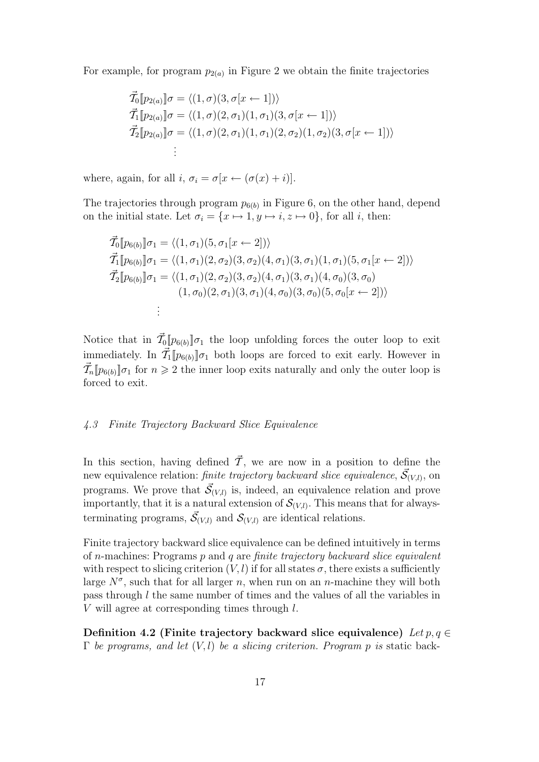For example, for program $p_{2(a)}$ in Figure 2 we obtain the finite trajectories

$$
\begin{aligned}
\vec{\mathcal{T}}_0[\![p_{2(a)}]\!]\sigma &= \langle(1,\sigma)(3,\sigma[x \leftarrow 1])\rangle \\
\vec{\mathcal{T}}_1[\![p_{2(a)}]\!]\sigma &= \langle(1,\sigma)(2,\sigma_1)(1,\sigma_1)(3,\sigma[x \leftarrow 1])\rangle \\
\vec{\mathcal{T}}_2[\![p_{2(a)}]\!]\sigma &= \langle(1,\sigma)(2,\sigma_1)(1,\sigma_1)(2,\sigma_2)(1,\sigma_2)(3,\sigma[x \leftarrow 1])\rangle \\
&\ \ \vdots
\end{aligned}
$$

where, again, for all $i$, $\sigma_i = \sigma[x \leftarrow (\sigma(x) + i)]$.

The trajectories through program $p_{6(b)}$ in Figure 6, on the other hand, depend on the initial state. Let $\sigma_i = \{x \mapsto 1, y \mapsto i, z \mapsto 0\}$, for all $i$, then:

$$
\begin{aligned}
\vec{\mathcal{T}}_0[\![p_{6(b)}]\!]\sigma_1 &= \langle(1,\sigma_1)(5,\sigma_1[x \leftarrow 2])\rangle \\
\vec{\mathcal{T}}_1[\![p_{6(b)}]\!]\sigma_1 &= \langle(1,\sigma_1)(2,\sigma_2)(3,\sigma_2)(4,\sigma_1)(3,\sigma_1)(1,\sigma_1)(5,\sigma_1[x \leftarrow 2])\rangle \\
\vec{\mathcal{T}}_2[\![p_{6(b)}]\!]\sigma_1 &= \langle(1,\sigma_1)(2,\sigma_2)(3,\sigma_2)(4,\sigma_1)(3,\sigma_1)(4,\sigma_0)(3,\sigma_0) \\
&\qquad (1,\sigma_0)(2,\sigma_1)(3,\sigma_1)(4,\sigma_0)(3,\sigma_0)(5,\sigma_0[x \leftarrow 2])\rangle \\
&\ \ \vdots
\end{aligned}
$$

Notice that in $\vec{\mathcal{T}}_0[\![p_{6(b)}]\!]\sigma_1$ the loop unfolding forces the outer loop to exit immediately. In $\vec{\mathcal{T}}_1[\![p_{6(b)}]\!]\sigma_1$ both loops are forced to exit early. However in $\vec{\mathcal{T}}_n[\![p_{6(b)}]\!]\sigma_1$ for $n \geqslant 2$ the inner loop exits naturally and only the outer loop is forced to exit.

### *4.3 Finite Trajectory Backward Slice Equivalence*

In this section, having defined $\vec{\mathcal{T}}$, we are now in a position to define the new equivalence relation: *finite trajectory backward slice equivalence*, $\vec{\mathcal{S}}_{(V,l)}$, on programs. We prove that $\vec{\mathcal{S}}_{(V,l)}$ is, indeed, an equivalence relation and prove importantly, that it is a natural extension of $\mathcal{S}_{(V,l)}$. This means that for always-terminating programs, $\vec{\mathcal{S}}_{(V,l)}$ and $\mathcal{S}_{(V,l)}$ are identical relations.

Finite trajectory backward slice equivalence can be defined intuitively in terms of $n$-machines: Programs $p$ and $q$ are *finite trajectory backward slice equivalent* with respect to slicing criterion $(V, l)$ if for all states $\sigma$, there exists a sufficiently large $N^\sigma$, such that for all larger $n$, when run on an $n$-machine they will both pass through $l$ the same number of times and the values of all the variables in $V$ will agree at corresponding times through $l$.

**Definition 4.2 (Finite trajectory backward slice equivalence)** *Let $p, q \in \Gamma$ be programs, and let $(V, l)$ be a slicing criterion. Program $p$ is* static back-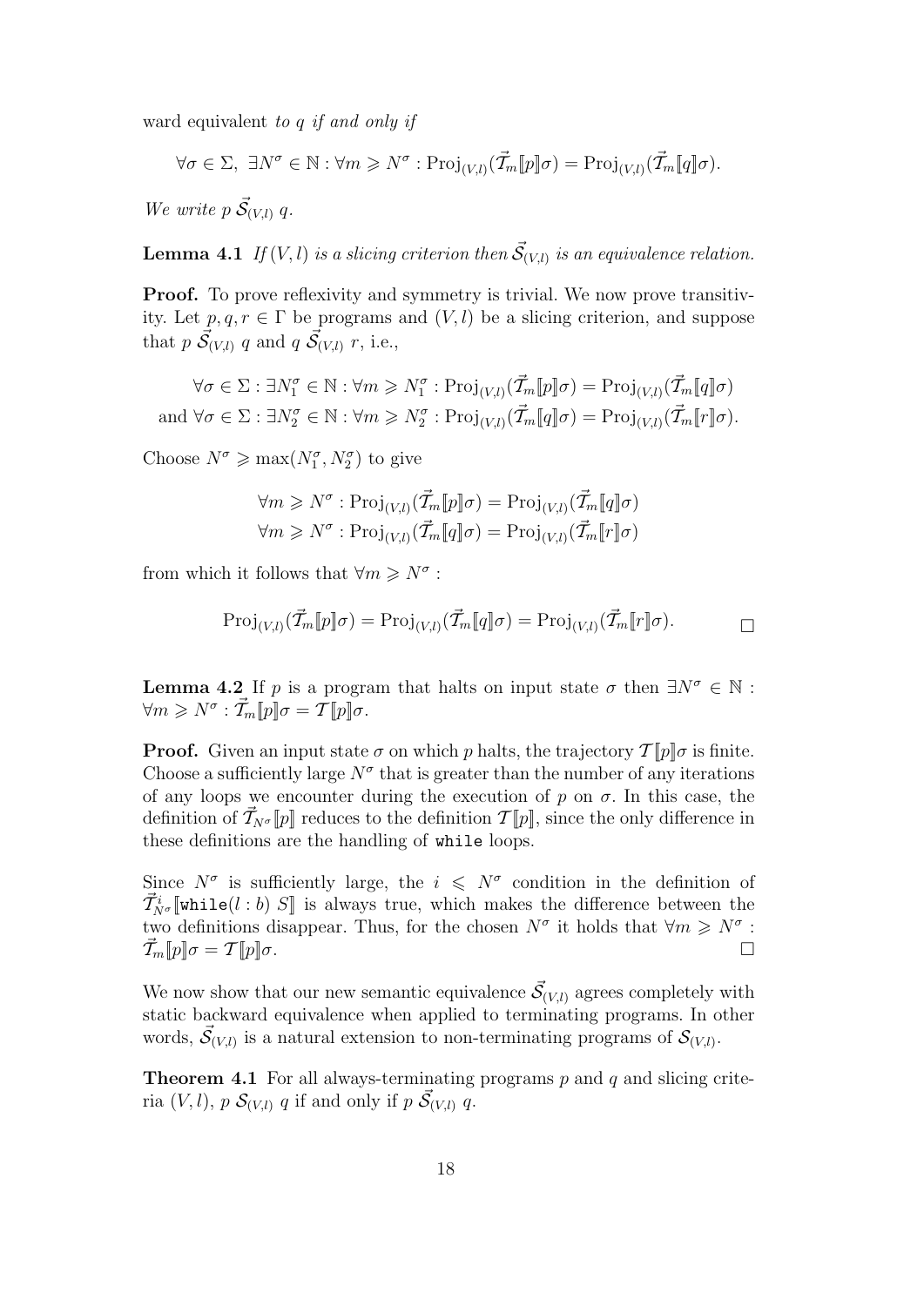ward equivalent *to $q$ if and only if*

$$\forall \sigma \in \Sigma,\ \exists N^\sigma \in \mathbb{N} : \forall m \geqslant N^\sigma : \mathrm{Proj}_{(V,l)}(\vec{\mathcal{T}}_m[\![p]\!]\sigma) = \mathrm{Proj}_{(V,l)}(\vec{\mathcal{T}}_m[\![q]\!]\sigma).$$

*We write $p\ \vec{\mathcal{S}}_{(V,l)}\ q$.*

**Lemma 4.1** *If $(V, l)$ is a slicing criterion then $\vec{\mathcal{S}}_{(V,l)}$ is an equivalence relation.*

**Proof.** To prove reflexivity and symmetry is trivial. We now prove transitivity. Let $p, q, r \in \Gamma$ be programs and $(V, l)$ be a slicing criterion, and suppose that $p\ \vec{\mathcal{S}}_{(V,l)}\ q$ and $q\ \vec{\mathcal{S}}_{(V,l)}\ r$, i.e.,

$$\begin{aligned} &\forall \sigma \in \Sigma : \exists N_1^\sigma \in \mathbb{N} : \forall m \geqslant N_1^\sigma : \mathrm{Proj}_{(V,l)}(\vec{\mathcal{T}}_m[\![p]\!]\sigma) = \mathrm{Proj}_{(V,l)}(\vec{\mathcal{T}}_m[\![q]\!]\sigma) \\ \text{and } &\forall \sigma \in \Sigma : \exists N_2^\sigma \in \mathbb{N} : \forall m \geqslant N_2^\sigma : \mathrm{Proj}_{(V,l)}(\vec{\mathcal{T}}_m[\![q]\!]\sigma) = \mathrm{Proj}_{(V,l)}(\vec{\mathcal{T}}_m[\![r]\!]\sigma). \end{aligned}$$

Choose $N^\sigma \geqslant \max(N_1^\sigma, N_2^\sigma)$ to give

$$\begin{aligned} &\forall m \geqslant N^\sigma : \mathrm{Proj}_{(V,l)}(\vec{\mathcal{T}}_m[\![p]\!]\sigma) = \mathrm{Proj}_{(V,l)}(\vec{\mathcal{T}}_m[\![q]\!]\sigma) \\ &\forall m \geqslant N^\sigma : \mathrm{Proj}_{(V,l)}(\vec{\mathcal{T}}_m[\![q]\!]\sigma) = \mathrm{Proj}_{(V,l)}(\vec{\mathcal{T}}_m[\![r]\!]\sigma) \end{aligned}$$

from which it follows that $\forall m \geqslant N^\sigma$ :

$$\mathrm{Proj}_{(V,l)}(\vec{\mathcal{T}}_m[\![p]\!]\sigma) = \mathrm{Proj}_{(V,l)}(\vec{\mathcal{T}}_m[\![q]\!]\sigma) = \mathrm{Proj}_{(V,l)}(\vec{\mathcal{T}}_m[\![r]\!]\sigma). \qquad \square$$

**Lemma 4.2** If $p$ is a program that halts on input state $\sigma$ then $\exists N^\sigma \in \mathbb{N}$ : $\forall m \geqslant N^\sigma : \vec{\mathcal{T}}_m[\![p]\!]\sigma = \mathcal{T}[\![p]\!]\sigma$.

**Proof.** Given an input state $\sigma$ on which $p$ halts, the trajectory $\mathcal{T}[\![p]\!]\sigma$ is finite. Choose a sufficiently large $N^\sigma$ that is greater than the number of any iterations of any loops we encounter during the execution of $p$ on $\sigma$. In this case, the definition of $\vec{\mathcal{T}}_{N^\sigma}[\![p]\!]$ reduces to the definition $\mathcal{T}[\![p]\!]$, since the only difference in these definitions are the handling of `while` loops.

Since $N^\sigma$ is sufficiently large, the $i \leqslant N^\sigma$ condition in the definition of $\vec{\mathcal{T}}^i_{N^\sigma}[\![\texttt{while}(l : b)\ S]\!]$ is always true, which makes the difference between the two definitions disappear. Thus, for the chosen $N^\sigma$ it holds that $\forall m \geqslant N^\sigma$ : $\vec{\mathcal{T}}_m[\![p]\!]\sigma = \mathcal{T}[\![p]\!]\sigma$. $\square$

We now show that our new semantic equivalence $\vec{\mathcal{S}}_{(V,l)}$ agrees completely with static backward equivalence when applied to terminating programs. In other words, $\vec{\mathcal{S}}_{(V,l)}$ is a natural extension to non-terminating programs of $\mathcal{S}_{(V,l)}$.

**Theorem 4.1** For all always-terminating programs $p$ and $q$ and slicing criteria $(V, l)$, $p\ \mathcal{S}_{(V,l)}\ q$ if and only if $p\ \vec{\mathcal{S}}_{(V,l)}\ q$.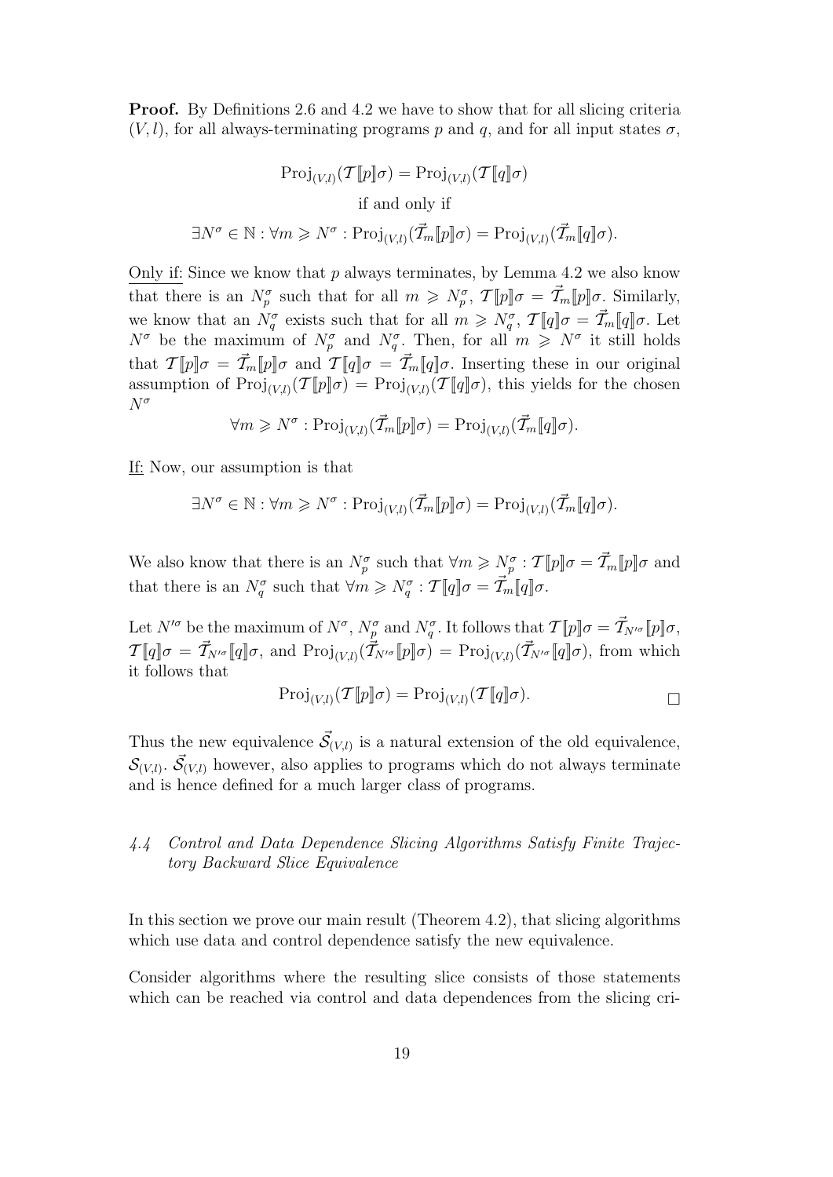**Proof.** By Definitions 2.6 and 4.2 we have to show that for all slicing criteria $(V, l)$, for all always-terminating programs $p$ and $q$, and for all input states $\sigma$,

$$\mathrm{Proj}_{(V,l)}(\mathcal{T}\llbracket p \rrbracket\sigma) = \mathrm{Proj}_{(V,l)}(\mathcal{T}\llbracket q \rrbracket\sigma)$$

$$\text{if and only if}$$

$$\exists N^\sigma \in \mathbb{N} : \forall m \geqslant N^\sigma : \mathrm{Proj}_{(V,l)}(\vec{\mathcal{T}}_m\llbracket p \rrbracket\sigma) = \mathrm{Proj}_{(V,l)}(\vec{\mathcal{T}}_m\llbracket q \rrbracket\sigma).$$

Only if: Since we know that $p$ always terminates, by Lemma 4.2 we also know that there is an $N_p^\sigma$ such that for all $m \geqslant N_p^\sigma$, $\mathcal{T}\llbracket p \rrbracket\sigma = \vec{\mathcal{T}}_m\llbracket p \rrbracket\sigma$. Similarly, we know that an $N_q^\sigma$ exists such that for all $m \geqslant N_q^\sigma$, $\mathcal{T}\llbracket q \rrbracket\sigma = \vec{\mathcal{T}}_m\llbracket q \rrbracket\sigma$. Let $N^\sigma$ be the maximum of $N_p^\sigma$ and $N_q^\sigma$. Then, for all $m \geqslant N^\sigma$ it still holds that $\mathcal{T}\llbracket p \rrbracket\sigma = \vec{\mathcal{T}}_m\llbracket p \rrbracket\sigma$ and $\mathcal{T}\llbracket q \rrbracket\sigma = \vec{\mathcal{T}}_m\llbracket q \rrbracket\sigma$. Inserting these in our original assumption of $\mathrm{Proj}_{(V,l)}(\mathcal{T}\llbracket p \rrbracket\sigma) = \mathrm{Proj}_{(V,l)}(\mathcal{T}\llbracket q \rrbracket\sigma)$, this yields for the chosen $N^\sigma$

$$\forall m \geqslant N^\sigma : \mathrm{Proj}_{(V,l)}(\vec{\mathcal{T}}_m\llbracket p \rrbracket\sigma) = \mathrm{Proj}_{(V,l)}(\vec{\mathcal{T}}_m\llbracket q \rrbracket\sigma).$$

If: Now, our assumption is that

$$\exists N^\sigma \in \mathbb{N} : \forall m \geqslant N^\sigma : \mathrm{Proj}_{(V,l)}(\vec{\mathcal{T}}_m\llbracket p \rrbracket\sigma) = \mathrm{Proj}_{(V,l)}(\vec{\mathcal{T}}_m\llbracket q \rrbracket\sigma).$$

We also know that there is an $N_p^\sigma$ such that $\forall m \geqslant N_p^\sigma : \mathcal{T}\llbracket p \rrbracket\sigma = \vec{\mathcal{T}}_m\llbracket p \rrbracket\sigma$ and that there is an $N_q^\sigma$ such that $\forall m \geqslant N_q^\sigma : \mathcal{T}\llbracket q \rrbracket\sigma = \vec{\mathcal{T}}_m\llbracket q \rrbracket\sigma$.

Let $N'^\sigma$ be the maximum of $N^\sigma$, $N_p^\sigma$ and $N_q^\sigma$. It follows that $\mathcal{T}\llbracket p \rrbracket\sigma = \vec{\mathcal{T}}_{N'^\sigma}\llbracket p \rrbracket\sigma$, $\mathcal{T}\llbracket q \rrbracket\sigma = \vec{\mathcal{T}}_{N'^\sigma}\llbracket q \rrbracket\sigma$, and $\mathrm{Proj}_{(V,l)}(\vec{\mathcal{T}}_{N'^\sigma}\llbracket p \rrbracket\sigma) = \mathrm{Proj}_{(V,l)}(\vec{\mathcal{T}}_{N'^\sigma}\llbracket q \rrbracket\sigma)$, from which it follows that

$$\mathrm{Proj}_{(V,l)}(\mathcal{T}\llbracket p \rrbracket\sigma) = \mathrm{Proj}_{(V,l)}(\mathcal{T}\llbracket q \rrbracket\sigma). \qquad \square$$

Thus the new equivalence $\vec{\mathcal{S}}_{(V,l)}$ is a natural extension of the old equivalence, $\mathcal{S}_{(V,l)}$. $\vec{\mathcal{S}}_{(V,l)}$ however, also applies to programs which do not always terminate and is hence defined for a much larger class of programs.

### *4.4 Control and Data Dependence Slicing Algorithms Satisfy Finite Trajectory Backward Slice Equivalence*

In this section we prove our main result (Theorem 4.2), that slicing algorithms which use data and control dependence satisfy the new equivalence.

Consider algorithms where the resulting slice consists of those statements which can be reached via control and data dependences from the slicing cri-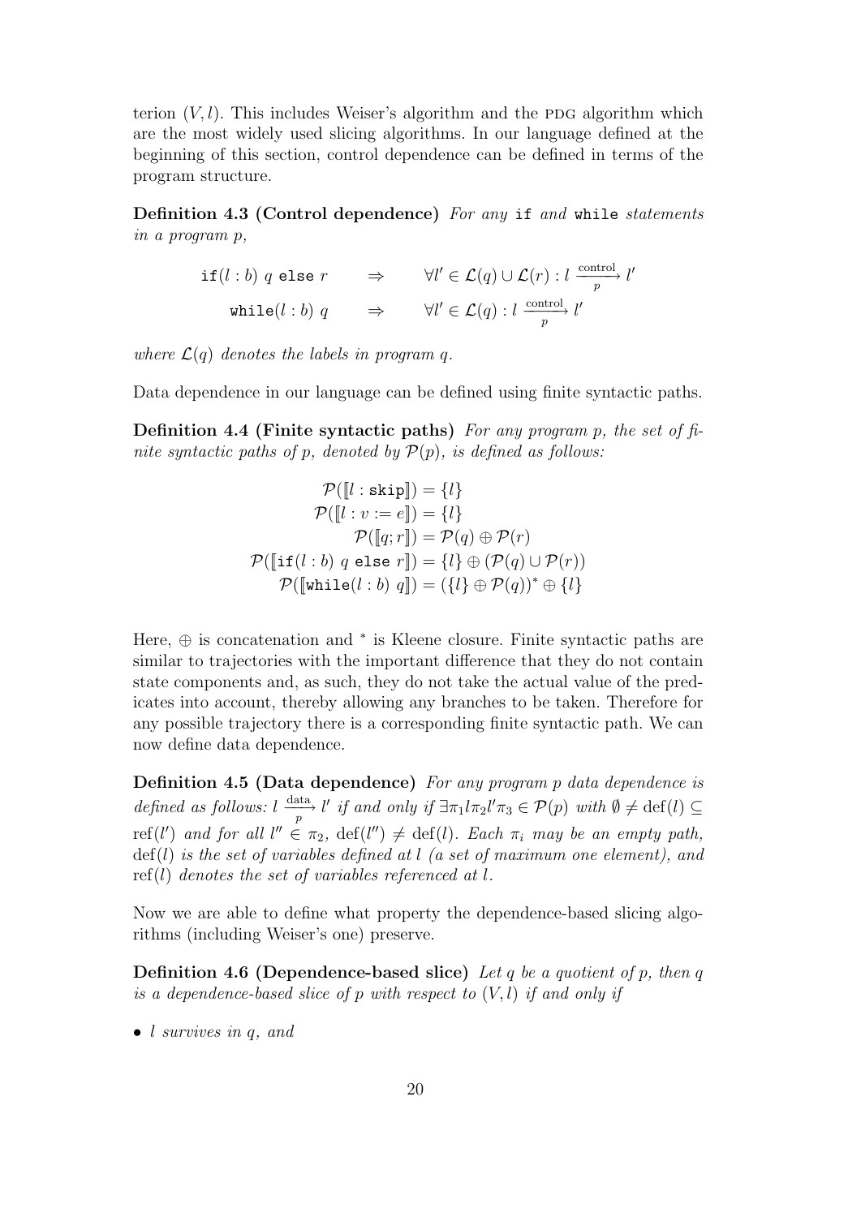terion $(V, l)$. This includes Weiser's algorithm and the PDG algorithm which are the most widely used slicing algorithms. In our language defined at the beginning of this section, control dependence can be defined in terms of the program structure.

**Definition 4.3 (Control dependence)** *For any* `if` *and* `while` *statements in a program p,*

$$\begin{array}{ccc} \texttt{if}(l : b)\ q\ \texttt{else}\ r & \Rightarrow & \forall l' \in \mathcal{L}(q) \cup \mathcal{L}(r) : l \xrightarrow[p]{\text{control}} l' \\ \texttt{while}(l : b)\ q & \Rightarrow & \forall l' \in \mathcal{L}(q) : l \xrightarrow[p]{\text{control}} l' \end{array}$$

*where $\mathcal{L}(q)$ denotes the labels in program q.*

Data dependence in our language can be defined using finite syntactic paths.

**Definition 4.4 (Finite syntactic paths)** *For any program p, the set of finite syntactic paths of p, denoted by $\mathcal{P}(p)$, is defined as follows:*

$$\begin{aligned} \mathcal{P}([\![l : \texttt{skip}]\!]) &= \{l\} \\ \mathcal{P}([\![l : v := e]\!]) &= \{l\} \\ \mathcal{P}([\![q; r]\!]) &= \mathcal{P}(q) \oplus \mathcal{P}(r) \\ \mathcal{P}([\![\texttt{if}(l : b)\ q\ \texttt{else}\ r]\!]) &= \{l\} \oplus (\mathcal{P}(q) \cup \mathcal{P}(r)) \\ \mathcal{P}([\![\texttt{while}(l : b)\ q]\!]) &= (\{l\} \oplus \mathcal{P}(q))^* \oplus \{l\} \end{aligned}$$

Here, $\oplus$ is concatenation and $^*$ is Kleene closure. Finite syntactic paths are similar to trajectories with the important difference that they do not contain state components and, as such, they do not take the actual value of the predicates into account, thereby allowing any branches to be taken. Therefore for any possible trajectory there is a corresponding finite syntactic path. We can now define data dependence.

**Definition 4.5 (Data dependence)** *For any program p data dependence is defined as follows: $l \xrightarrow[p]{\text{data}} l'$ if and only if $\exists \pi_1 l \pi_2 l' \pi_3 \in \mathcal{P}(p)$ with $\emptyset \neq \text{def}(l) \subseteq \text{ref}(l')$ and for all $l'' \in \pi_2$, $\text{def}(l'') \neq \text{def}(l)$. Each $\pi_i$ may be an empty path, $\text{def}(l)$ is the set of variables defined at $l$ (a set of maximum one element), and $\text{ref}(l)$ denotes the set of variables referenced at $l$.*

Now we are able to define what property the dependence-based slicing algorithms (including Weiser's one) preserve.

**Definition 4.6 (Dependence-based slice)** *Let q be a quotient of p, then q is a dependence-based slice of p with respect to $(V, l)$ if and only if*

- *l survives in q, and*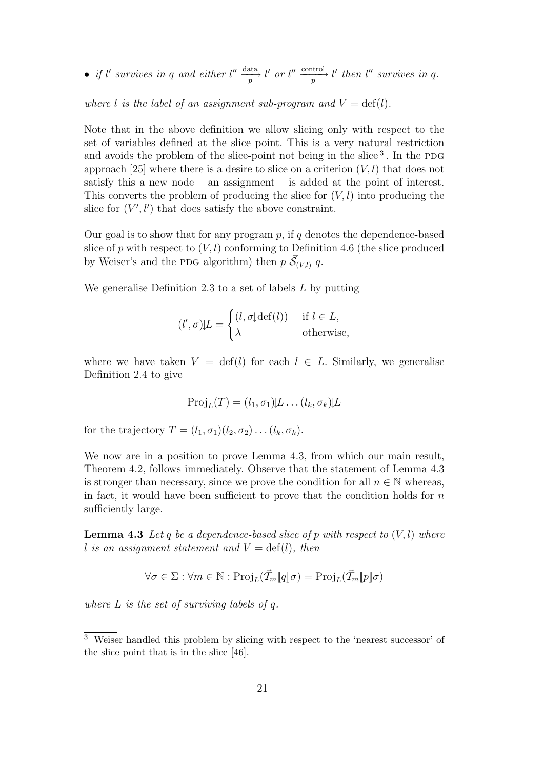- *if $l'$ survives in $q$ and either $l'' \xrightarrow[p]{\text{data}} l'$ or $l'' \xrightarrow[p]{\text{control}} l'$ then $l''$ survives in $q$.*

*where $l$ is the label of an assignment sub-program and $V = \text{def}(l)$.*

Note that in the above definition we allow slicing only with respect to the set of variables defined at the slice point. This is a very natural restriction and avoids the problem of the slice-point not being in the slice [3]. In the PDG approach [25] where there is a desire to slice on a criterion $(V, l)$ that does not satisfy this a new node – an assignment – is added at the point of interest. This converts the problem of producing the slice for $(V, l)$ into producing the slice for $(V', l')$ that does satisfy the above constraint.

Our goal is to show that for any program $p$, if $q$ denotes the dependence-based slice of $p$ with respect to $(V, l)$ conforming to Definition 4.6 (the slice produced by Weiser's and the PDG algorithm) then $p \; \vec{\mathcal{S}}_{(V,l)} \; q$.

We generalise Definition 2.3 to a set of labels $L$ by putting

$$(l', \sigma) \Downarrow L = \begin{cases} (l, \sigma \downarrow \text{def}(l)) & \text{if } l \in L, \\ \lambda & \text{otherwise,} \end{cases}$$

where we have taken $V = \text{def}(l)$ for each $l \in L$. Similarly, we generalise Definition 2.4 to give

$$\text{Proj}_L(T) = (l_1, \sigma_1) \Downarrow L \ldots (l_k, \sigma_k) \Downarrow L$$

for the trajectory $T = (l_1, \sigma_1)(l_2, \sigma_2) \ldots (l_k, \sigma_k)$.

We now are in a position to prove Lemma 4.3, from which our main result, Theorem 4.2, follows immediately. Observe that the statement of Lemma 4.3 is stronger than necessary, since we prove the condition for all $n \in \mathbb{N}$ whereas, in fact, it would have been sufficient to prove that the condition holds for $n$ sufficiently large.

**Lemma 4.3** *Let $q$ be a dependence-based slice of $p$ with respect to $(V, l)$ where $l$ is an assignment statement and $V = \text{def}(l)$, then*

$$\forall \sigma \in \Sigma : \forall m \in \mathbb{N} : \text{Proj}_L(\vec{\mathcal{T}}_m[\![q]\!]\sigma) = \text{Proj}_L(\vec{\mathcal{T}}_m[\![p]\!]\sigma)$$

*where $L$ is the set of surviving labels of $q$.*

[3] Weiser handled this problem by slicing with respect to the 'nearest successor' of the slice point that is in the slice [46].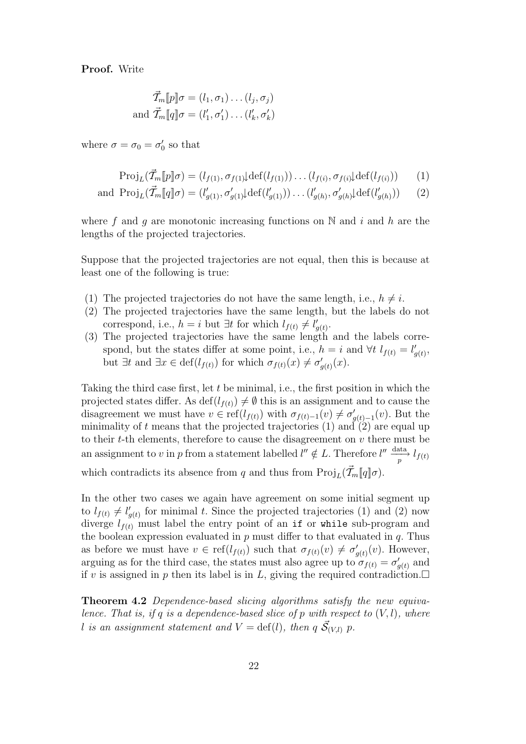**Proof.** Write

$$\vec{\mathcal{T}}_m[\![p]\!]\sigma = (l_1, \sigma_1)\ldots(l_j, \sigma_j)$$
$$\text{and } \vec{\mathcal{T}}_m[\![q]\!]\sigma = (l'_1, \sigma'_1)\ldots(l'_k, \sigma'_k)$$

where $\sigma = \sigma_0 = \sigma'_0$ so that

$$\text{Proj}_L(\vec{\mathcal{T}}_m[\![p]\!]\sigma) = (l_{f(1)}, \sigma_{f(1)}{\downarrow}\text{def}(l_{f(1)}))\ldots(l_{f(i)}, \sigma_{f(i)}{\downarrow}\text{def}(l_{f(i)})) \qquad (1)$$
$$\text{and } \text{Proj}_L(\vec{\mathcal{T}}_m[\![q]\!]\sigma) = (l'_{g(1)}, \sigma'_{g(1)}{\downarrow}\text{def}(l'_{g(1)}))\ldots(l'_{g(h)}, \sigma'_{g(h)}{\downarrow}\text{def}(l'_{g(h)})) \qquad (2)$$

where $f$ and $g$ are monotonic increasing functions on $\mathbb{N}$ and $i$ and $h$ are the lengths of the projected trajectories.

Suppose that the projected trajectories are not equal, then this is because at least one of the following is true:

(1) The projected trajectories do not have the same length, i.e., $h \neq i$.
(2) The projected trajectories have the same length, but the labels do not correspond, i.e., $h = i$ but $\exists t$ for which $l_{f(t)} \neq l'_{g(t)}$.
(3) The projected trajectories have the same length and the labels correspond, but the states differ at some point, i.e., $h = i$ and $\forall t \; l_{f(t)} = l'_{g(t)}$, but $\exists t$ and $\exists x \in \text{def}(l_{f(t)})$ for which $\sigma_{f(t)}(x) \neq \sigma'_{g(t)}(x)$.

Taking the third case first, let $t$ be minimal, i.e., the first position in which the projected states differ. As $\text{def}(l_{f(t)}) \neq \emptyset$ this is an assignment and to cause the disagreement we must have $v \in \text{ref}(l_{f(t)})$ with $\sigma_{f(t)-1}(v) \neq \sigma'_{g(t)-1}(v)$. But the minimality of $t$ means that the projected trajectories (1) and (2) are equal up to their $t$-th elements, therefore to cause the disagreement on $v$ there must be an assignment to $v$ in $p$ from a statement labelled $l'' \notin L$. Therefore $l'' \xrightarrow[p]{\text{data}} l_{f(t)}$ which contradicts its absence from $q$ and thus from $\text{Proj}_L(\vec{\mathcal{T}}_m[\![q]\!]\sigma)$.

In the other two cases we again have agreement on some initial segment up to $l_{f(t)} \neq l'_{g(t)}$ for minimal $t$. Since the projected trajectories (1) and (2) now diverge $l_{f(t)}$ must label the entry point of an `if` or `while` sub-program and the boolean expression evaluated in $p$ must differ to that evaluated in $q$. Thus as before we must have $v \in \text{ref}(l_{f(t)})$ such that $\sigma_{f(t)}(v) \neq \sigma'_{g(t)}(v)$. However, arguing as for the third case, the states must also agree up to $\sigma_{f(t)} = \sigma'_{g(t)}$ and if $v$ is assigned in $p$ then its label is in $L$, giving the required contradiction.$\square$

**Theorem 4.2** *Dependence-based slicing algorithms satisfy the new equivalence. That is, if $q$ is a dependence-based slice of $p$ with respect to $(V, l)$, where $l$ is an assignment statement and $V = \text{def}(l)$, then $q \; \vec{\mathcal{S}}_{(V,l)} \; p$.*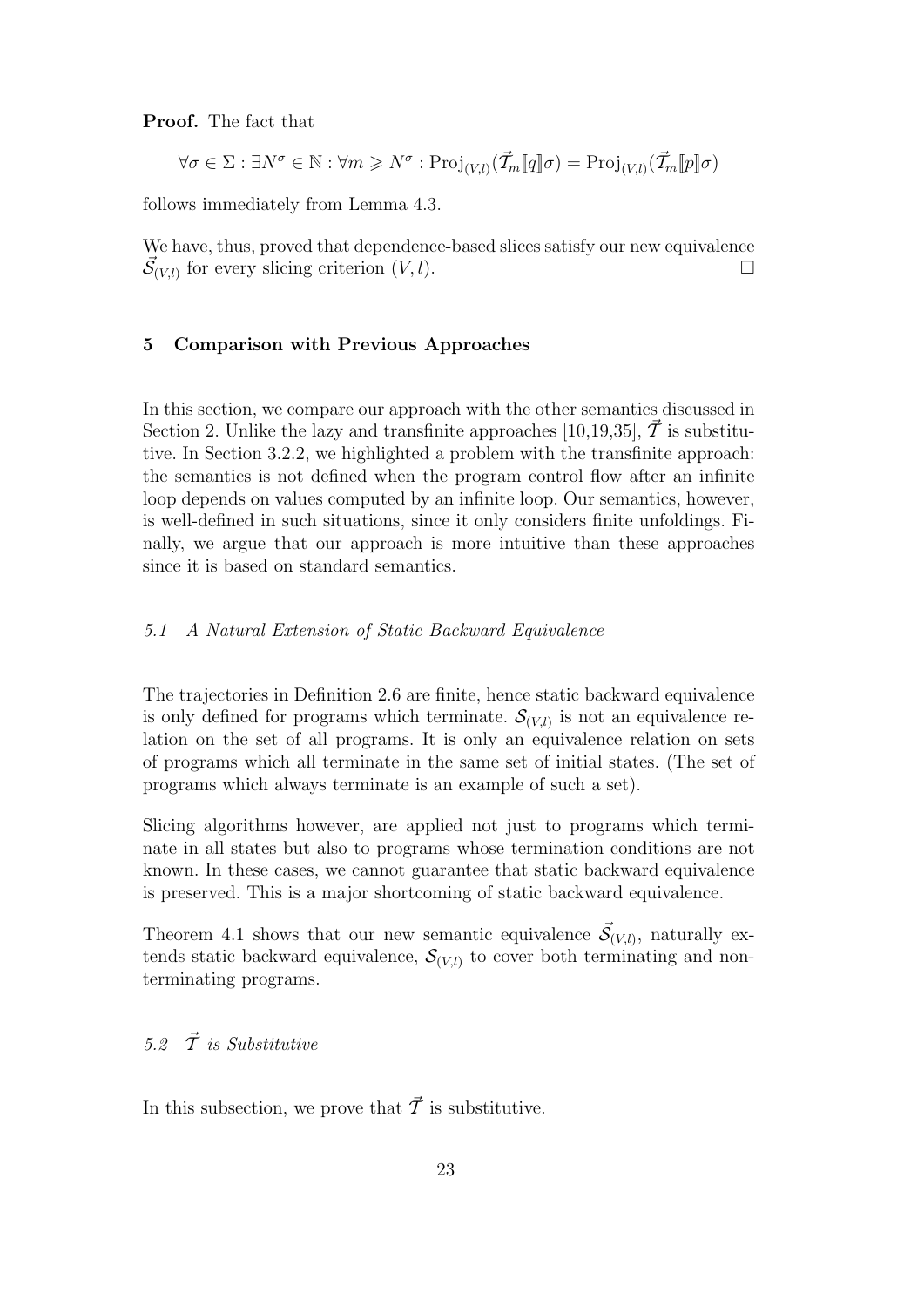**Proof.** The fact that

$$\forall \sigma \in \Sigma : \exists N^{\sigma} \in \mathbb{N} : \forall m \geqslant N^{\sigma} : \mathrm{Proj}_{(V,l)}(\vec{\mathcal{T}}_m[\![q]\!]\sigma) = \mathrm{Proj}_{(V,l)}(\vec{\mathcal{T}}_m[\![p]\!]\sigma)$$

follows immediately from Lemma 4.3.

We have, thus, proved that dependence-based slices satisfy our new equivalence $\vec{\mathcal{S}}_{(V,l)}$ for every slicing criterion $(V, l)$. □

## 5 Comparison with Previous Approaches

In this section, we compare our approach with the other semantics discussed in Section 2. Unlike the lazy and transfinite approaches [10,19,35], $\vec{\mathcal{T}}$ is substitutive. In Section 3.2.2, we highlighted a problem with the transfinite approach: the semantics is not defined when the program control flow after an infinite loop depends on values computed by an infinite loop. Our semantics, however, is well-defined in such situations, since it only considers finite unfoldings. Finally, we argue that our approach is more intuitive than these approaches since it is based on standard semantics.

### *5.1 A Natural Extension of Static Backward Equivalence*

The trajectories in Definition 2.6 are finite, hence static backward equivalence is only defined for programs which terminate. $\mathcal{S}_{(V,l)}$ is not an equivalence relation on the set of all programs. It is only an equivalence relation on sets of programs which all terminate in the same set of initial states. (The set of programs which always terminate is an example of such a set).

Slicing algorithms however, are applied not just to programs which terminate in all states but also to programs whose termination conditions are not known. In these cases, we cannot guarantee that static backward equivalence is preserved. This is a major shortcoming of static backward equivalence.

Theorem 4.1 shows that our new semantic equivalence $\vec{\mathcal{S}}_{(V,l)}$, naturally extends static backward equivalence, $\mathcal{S}_{(V,l)}$ to cover both terminating and nonterminating programs.

### *5.2 $\vec{\mathcal{T}}$ is Substitutive*

In this subsection, we prove that $\vec{\mathcal{T}}$ is substitutive.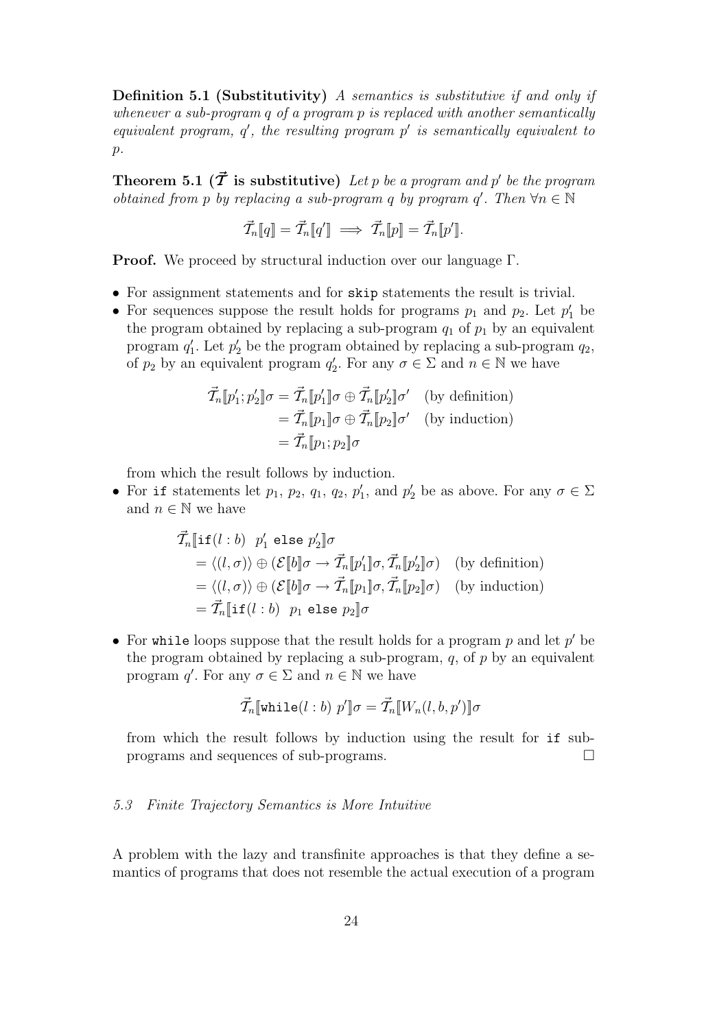**Definition 5.1 (Substitutivity)** *A semantics is substitutive if and only if whenever a sub-program $q$ of a program $p$ is replaced with another semantically equivalent program, $q'$, the resulting program $p'$ is semantically equivalent to $p$.*

**Theorem 5.1 ($\vec{\mathcal{T}}$ is substitutive)** *Let $p$ be a program and $p'$ be the program obtained from $p$ by replacing a sub-program $q$ by program $q'$. Then $\forall n \in \mathbb{N}$*

$$\vec{\mathcal{T}}_n[\![q]\!] = \vec{\mathcal{T}}_n[\![q']\!] \implies \vec{\mathcal{T}}_n[\![p]\!] = \vec{\mathcal{T}}_n[\![p']\!].$$

**Proof.** We proceed by structural induction over our language $\Gamma$.

- For assignment statements and for `skip` statements the result is trivial.
- For sequences suppose the result holds for programs $p_1$ and $p_2$. Let $p_1'$ be the program obtained by replacing a sub-program $q_1$ of $p_1$ by an equivalent program $q_1'$. Let $p_2'$ be the program obtained by replacing a sub-program $q_2$, of $p_2$ by an equivalent program $q_2'$. For any $\sigma \in \Sigma$ and $n \in \mathbb{N}$ we have

$$\begin{aligned}\vec{\mathcal{T}}_n[\![p_1'; p_2']\!]\sigma &= \vec{\mathcal{T}}_n[\![p_1']\!]\sigma \oplus \vec{\mathcal{T}}_n[\![p_2']\!]\sigma' \quad \text{(by definition)}\\ &= \vec{\mathcal{T}}_n[\![p_1]\!]\sigma \oplus \vec{\mathcal{T}}_n[\![p_2]\!]\sigma' \quad \text{(by induction)}\\ &= \vec{\mathcal{T}}_n[\![p_1; p_2]\!]\sigma\end{aligned}$$

  from which the result follows by induction.
- For `if` statements let $p_1$, $p_2$, $q_1$, $q_2$, $p_1'$, and $p_2'$ be as above. For any $\sigma \in \Sigma$ and $n \in \mathbb{N}$ we have

$$\begin{aligned}&\vec{\mathcal{T}}_n[\![\texttt{if}(l : b) \;\; p_1' \;\texttt{else}\; p_2']\!]\sigma\\ &= \langle (l, \sigma) \rangle \oplus (\mathcal{E}[\![b]\!]\sigma \rightarrow \vec{\mathcal{T}}_n[\![p_1']\!]\sigma, \vec{\mathcal{T}}_n[\![p_2']\!]\sigma) \quad \text{(by definition)}\\ &= \langle (l, \sigma) \rangle \oplus (\mathcal{E}[\![b]\!]\sigma \rightarrow \vec{\mathcal{T}}_n[\![p_1]\!]\sigma, \vec{\mathcal{T}}_n[\![p_2]\!]\sigma) \quad \text{(by induction)}\\ &= \vec{\mathcal{T}}_n[\![\texttt{if}(l : b) \;\; p_1 \;\texttt{else}\; p_2]\!]\sigma\end{aligned}$$

- For `while` loops suppose that the result holds for a program $p$ and let $p'$ be the program obtained by replacing a sub-program, $q$, of $p$ by an equivalent program $q'$. For any $\sigma \in \Sigma$ and $n \in \mathbb{N}$ we have

$$\vec{\mathcal{T}}_n[\![\texttt{while}(l : b) \; p']\!]\sigma = \vec{\mathcal{T}}_n[\![W_n(l, b, p')]\!]\sigma$$

  from which the result follows by induction using the result for `if` sub-programs and sequences of sub-programs. □

### *5.3 Finite Trajectory Semantics is More Intuitive*

A problem with the lazy and transfinite approaches is that they define a semantics of programs that does not resemble the actual execution of a program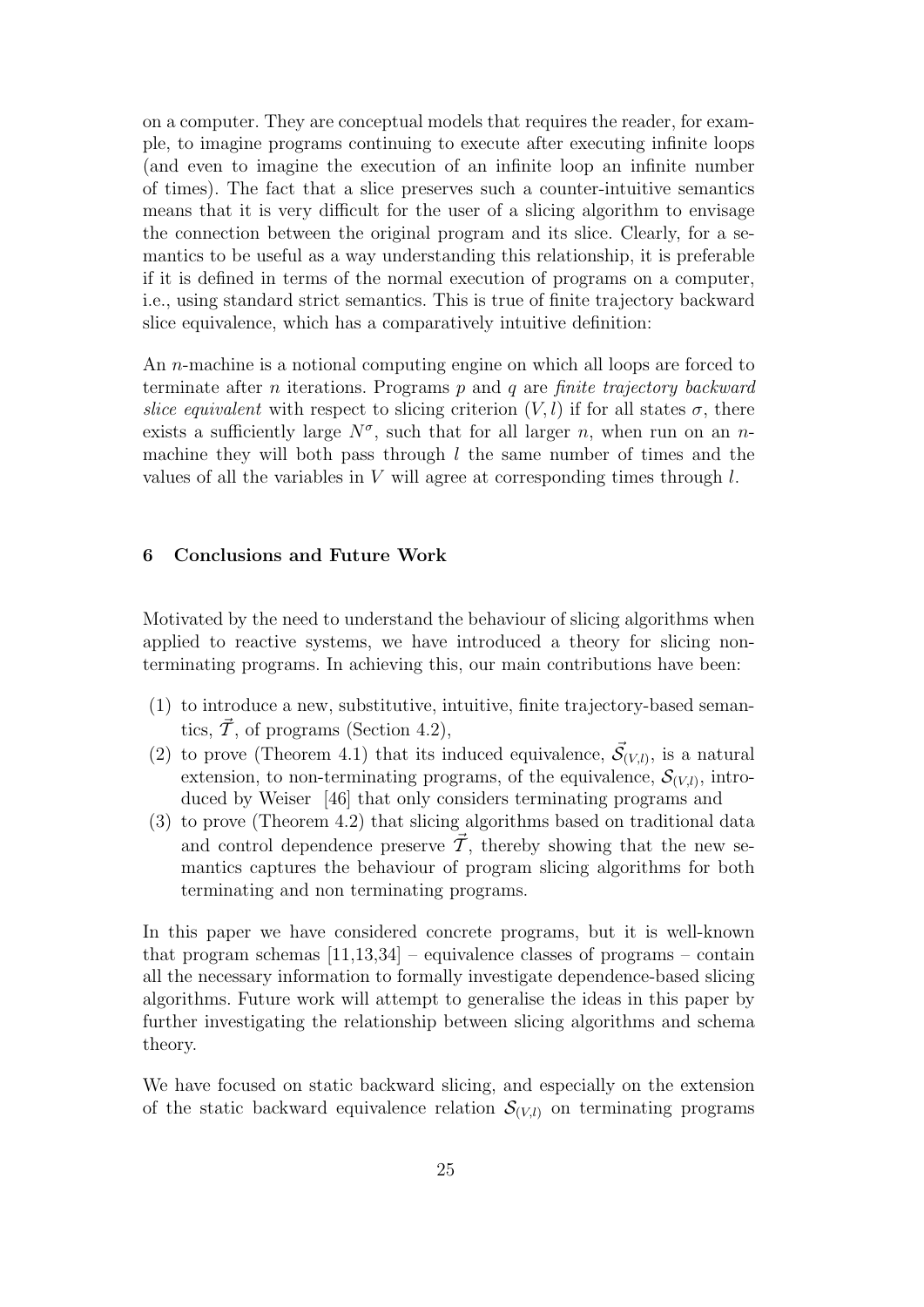on a computer. They are conceptual models that requires the reader, for example, to imagine programs continuing to execute after executing infinite loops (and even to imagine the execution of an infinite loop an infinite number of times). The fact that a slice preserves such a counter-intuitive semantics means that it is very difficult for the user of a slicing algorithm to envisage the connection between the original program and its slice. Clearly, for a semantics to be useful as a way understanding this relationship, it is preferable if it is defined in terms of the normal execution of programs on a computer, i.e., using standard strict semantics. This is true of finite trajectory backward slice equivalence, which has a comparatively intuitive definition:

An $n$-machine is a notional computing engine on which all loops are forced to terminate after $n$ iterations. Programs $p$ and $q$ are *finite trajectory backward slice equivalent* with respect to slicing criterion $(V, l)$ if for all states $\sigma$, there exists a sufficiently large $N^{\sigma}$, such that for all larger $n$, when run on an $n$-machine they will both pass through $l$ the same number of times and the values of all the variables in $V$ will agree at corresponding times through $l$.

## 6 Conclusions and Future Work

Motivated by the need to understand the behaviour of slicing algorithms when applied to reactive systems, we have introduced a theory for slicing non-terminating programs. In achieving this, our main contributions have been:

(1) to introduce a new, substitutive, intuitive, finite trajectory-based semantics, $\vec{\mathcal{T}}$, of programs (Section 4.2),
(2) to prove (Theorem 4.1) that its induced equivalence, $\vec{\mathcal{S}}_{(V,l)}$, is a natural extension, to non-terminating programs, of the equivalence, $\mathcal{S}_{(V,l)}$, introduced by Weiser [46] that only considers terminating programs and
(3) to prove (Theorem 4.2) that slicing algorithms based on traditional data and control dependence preserve $\vec{\mathcal{T}}$, thereby showing that the new semantics captures the behaviour of program slicing algorithms for both terminating and non terminating programs.

In this paper we have considered concrete programs, but it is well-known that program schemas [11,13,34] – equivalence classes of programs – contain all the necessary information to formally investigate dependence-based slicing algorithms. Future work will attempt to generalise the ideas in this paper by further investigating the relationship between slicing algorithms and schema theory.

We have focused on static backward slicing, and especially on the extension of the static backward equivalence relation $\mathcal{S}_{(V,l)}$ on terminating programs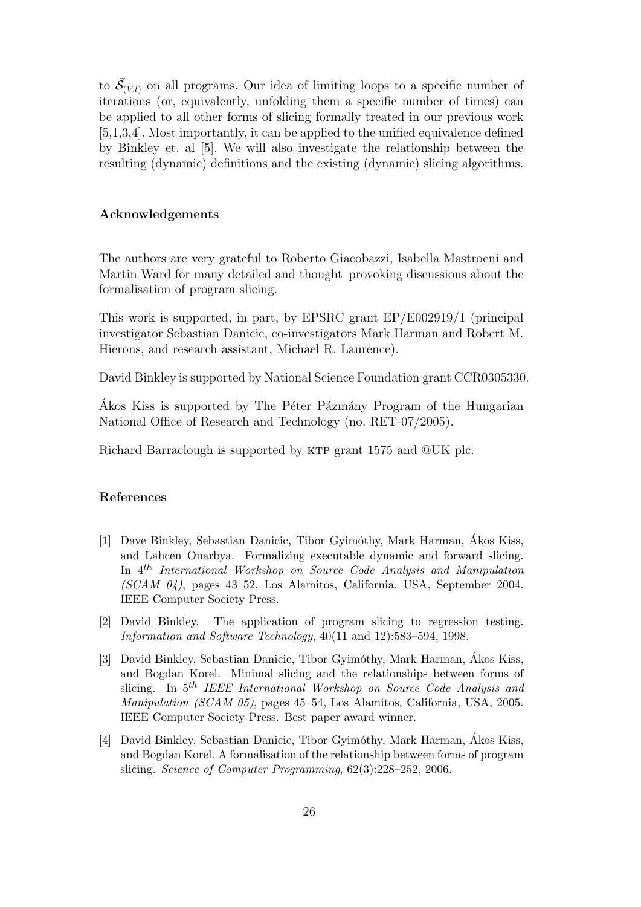to $\vec{\mathcal{S}}_{(V,l)}$ on all programs. Our idea of limiting loops to a specific number of iterations (or, equivalently, unfolding them a specific number of times) can be applied to all other forms of slicing formally treated in our previous work [5,1,3,4]. Most importantly, it can be applied to the unified equivalence defined by Binkley et. al [5]. We will also investigate the relationship between the resulting (dynamic) definitions and the existing (dynamic) slicing algorithms.

### Acknowledgements

The authors are very grateful to Roberto Giacobazzi, Isabella Mastroeni and Martin Ward for many detailed and thought–provoking discussions about the formalisation of program slicing.

This work is supported, in part, by EPSRC grant EP/E002919/1 (principal investigator Sebastian Danicic, co-investigators Mark Harman and Robert M. Hierons, and research assistant, Michael R. Laurence).

David Binkley is supported by National Science Foundation grant CCR0305330.

Ákos Kiss is supported by The Péter Pázmány Program of the Hungarian National Office of Research and Technology (no. RET-07/2005).

Richard Barraclough is supported by KTP grant 1575 and @UK plc.

### References

[1] Dave Binkley, Sebastian Danicic, Tibor Gyimóthy, Mark Harman, Ákos Kiss, and Lahcen Ouarbya. Formalizing executable dynamic and forward slicing. In 4th *International Workshop on Source Code Analysis and Manipulation (SCAM 04)*, pages 43–52, Los Alamitos, California, USA, September 2004. IEEE Computer Society Press.

[2] David Binkley. The application of program slicing to regression testing. *Information and Software Technology*, 40(11 and 12):583–594, 1998.

[3] David Binkley, Sebastian Danicic, Tibor Gyimóthy, Mark Harman, Ákos Kiss, and Bogdan Korel. Minimal slicing and the relationships between forms of slicing. In 5th *IEEE International Workshop on Source Code Analysis and Manipulation (SCAM 05)*, pages 45–54, Los Alamitos, California, USA, 2005. IEEE Computer Society Press. Best paper award winner.

[4] David Binkley, Sebastian Danicic, Tibor Gyimóthy, Mark Harman, Ákos Kiss, and Bogdan Korel. A formalisation of the relationship between forms of program slicing. *Science of Computer Programming*, 62(3):228–252, 2006.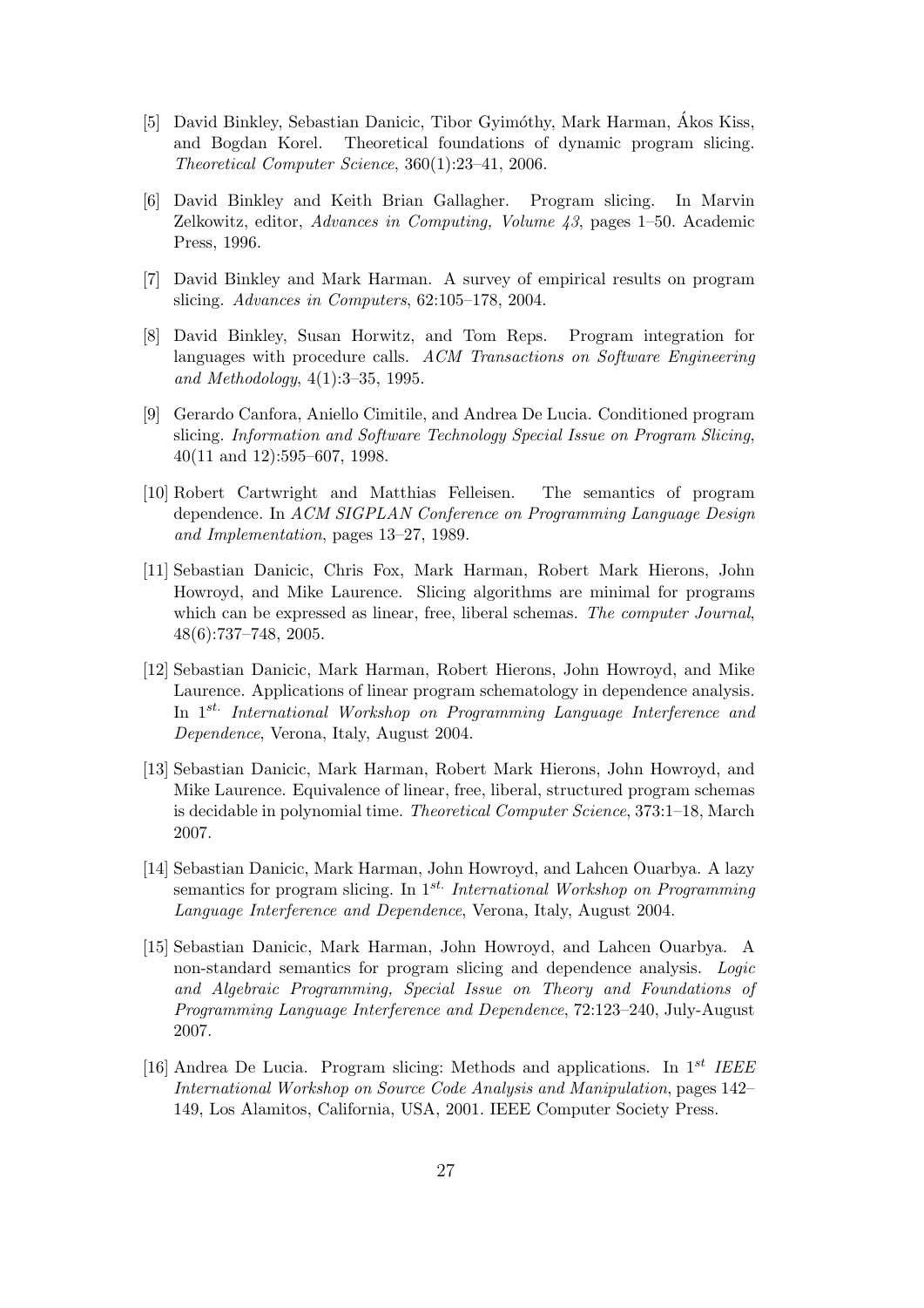[5] David Binkley, Sebastian Danicic, Tibor Gyimóthy, Mark Harman, Ákos Kiss, and Bogdan Korel. Theoretical foundations of dynamic program slicing. *Theoretical Computer Science*, 360(1):23–41, 2006.

[6] David Binkley and Keith Brian Gallagher. Program slicing. In Marvin Zelkowitz, editor, *Advances in Computing, Volume 43*, pages 1–50. Academic Press, 1996.

[7] David Binkley and Mark Harman. A survey of empirical results on program slicing. *Advances in Computers*, 62:105–178, 2004.

[8] David Binkley, Susan Horwitz, and Tom Reps. Program integration for languages with procedure calls. *ACM Transactions on Software Engineering and Methodology*, 4(1):3–35, 1995.

[9] Gerardo Canfora, Aniello Cimitile, and Andrea De Lucia. Conditioned program slicing. *Information and Software Technology Special Issue on Program Slicing*, 40(11 and 12):595–607, 1998.

[10] Robert Cartwright and Matthias Felleisen. The semantics of program dependence. In *ACM SIGPLAN Conference on Programming Language Design and Implementation*, pages 13–27, 1989.

[11] Sebastian Danicic, Chris Fox, Mark Harman, Robert Mark Hierons, John Howroyd, and Mike Laurence. Slicing algorithms are minimal for programs which can be expressed as linear, free, liberal schemas. *The computer Journal*, 48(6):737–748, 2005.

[12] Sebastian Danicic, Mark Harman, Robert Hierons, John Howroyd, and Mike Laurence. Applications of linear program schematology in dependence analysis. In 1[st.] *International Workshop on Programming Language Interference and Dependence*, Verona, Italy, August 2004.

[13] Sebastian Danicic, Mark Harman, Robert Mark Hierons, John Howroyd, and Mike Laurence. Equivalence of linear, free, liberal, structured program schemas is decidable in polynomial time. *Theoretical Computer Science*, 373:1–18, March 2007.

[14] Sebastian Danicic, Mark Harman, John Howroyd, and Lahcen Ouarbya. A lazy semantics for program slicing. In 1[st.] *International Workshop on Programming Language Interference and Dependence*, Verona, Italy, August 2004.

[15] Sebastian Danicic, Mark Harman, John Howroyd, and Lahcen Ouarbya. A non-standard semantics for program slicing and dependence analysis. *Logic and Algebraic Programming, Special Issue on Theory and Foundations of Programming Language Interference and Dependence*, 72:123–240, July-August 2007.

[16] Andrea De Lucia. Program slicing: Methods and applications. In 1[st] *IEEE International Workshop on Source Code Analysis and Manipulation*, pages 142–149, Los Alamitos, California, USA, 2001. IEEE Computer Society Press.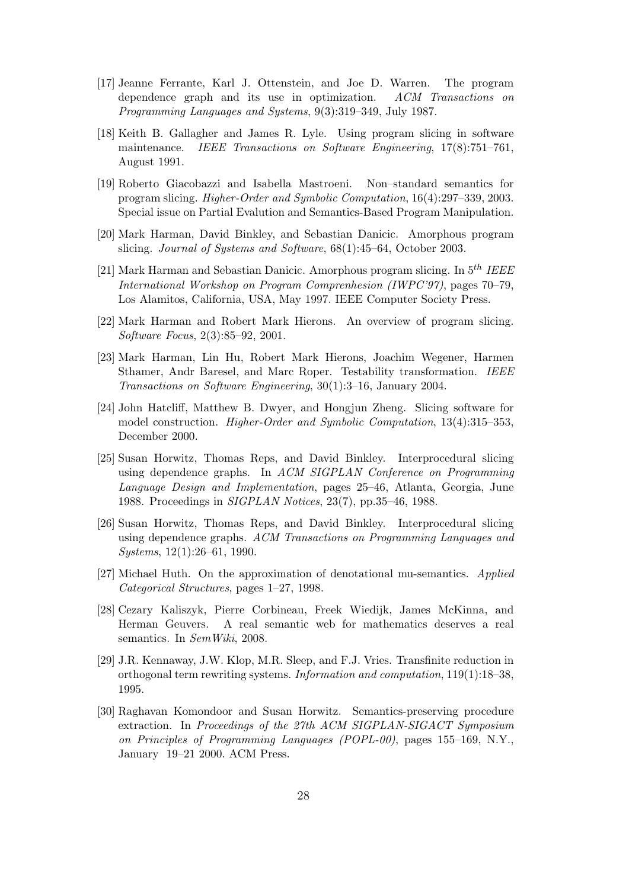[17] Jeanne Ferrante, Karl J. Ottenstein, and Joe D. Warren. The program dependence graph and its use in optimization. *ACM Transactions on Programming Languages and Systems*, 9(3):319–349, July 1987.

[18] Keith B. Gallagher and James R. Lyle. Using program slicing in software maintenance. *IEEE Transactions on Software Engineering*, 17(8):751–761, August 1991.

[19] Roberto Giacobazzi and Isabella Mastroeni. Non–standard semantics for program slicing. *Higher-Order and Symbolic Computation*, 16(4):297–339, 2003. Special issue on Partial Evalution and Semantics-Based Program Manipulation.

[20] Mark Harman, David Binkley, and Sebastian Danicic. Amorphous program slicing. *Journal of Systems and Software*, 68(1):45–64, October 2003.

[21] Mark Harman and Sebastian Danicic. Amorphous program slicing. In $5^{th}$ *IEEE International Workshop on Program Comprenhesion (IWPC'97)*, pages 70–79, Los Alamitos, California, USA, May 1997. IEEE Computer Society Press.

[22] Mark Harman and Robert Mark Hierons. An overview of program slicing. *Software Focus*, 2(3):85–92, 2001.

[23] Mark Harman, Lin Hu, Robert Mark Hierons, Joachim Wegener, Harmen Sthamer, Andr Baresel, and Marc Roper. Testability transformation. *IEEE Transactions on Software Engineering*, 30(1):3–16, January 2004.

[24] John Hatcliff, Matthew B. Dwyer, and Hongjun Zheng. Slicing software for model construction. *Higher-Order and Symbolic Computation*, 13(4):315–353, December 2000.

[25] Susan Horwitz, Thomas Reps, and David Binkley. Interprocedural slicing using dependence graphs. In *ACM SIGPLAN Conference on Programming Language Design and Implementation*, pages 25–46, Atlanta, Georgia, June 1988. Proceedings in *SIGPLAN Notices*, 23(7), pp.35–46, 1988.

[26] Susan Horwitz, Thomas Reps, and David Binkley. Interprocedural slicing using dependence graphs. *ACM Transactions on Programming Languages and Systems*, 12(1):26–61, 1990.

[27] Michael Huth. On the approximation of denotational mu-semantics. *Applied Categorical Structures*, pages 1–27, 1998.

[28] Cezary Kaliszyk, Pierre Corbineau, Freek Wiedijk, James McKinna, and Herman Geuvers. A real semantic web for mathematics deserves a real semantics. In *SemWiki*, 2008.

[29] J.R. Kennaway, J.W. Klop, M.R. Sleep, and F.J. Vries. Transfinite reduction in orthogonal term rewriting systems. *Information and computation*, 119(1):18–38, 1995.

[30] Raghavan Komondoor and Susan Horwitz. Semantics-preserving procedure extraction. In *Proceedings of the 27th ACM SIGPLAN-SIGACT Symposium on Principles of Programming Languages (POPL-00)*, pages 155–169, N.Y., January 19–21 2000. ACM Press.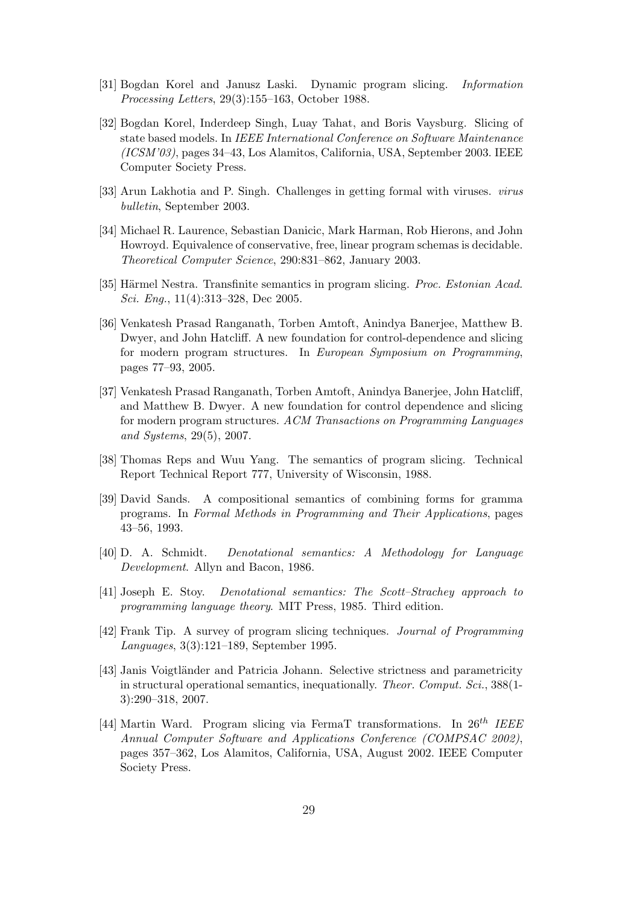[31] Bogdan Korel and Janusz Laski. Dynamic program slicing. *Information Processing Letters*, 29(3):155–163, October 1988.

[32] Bogdan Korel, Inderdeep Singh, Luay Tahat, and Boris Vaysburg. Slicing of state based models. In *IEEE International Conference on Software Maintenance (ICSM'03)*, pages 34–43, Los Alamitos, California, USA, September 2003. IEEE Computer Society Press.

[33] Arun Lakhotia and P. Singh. Challenges in getting formal with viruses. *virus bulletin*, September 2003.

[34] Michael R. Laurence, Sebastian Danicic, Mark Harman, Rob Hierons, and John Howroyd. Equivalence of conservative, free, linear program schemas is decidable. *Theoretical Computer Science*, 290:831–862, January 2003.

[35] Härmel Nestra. Transfinite semantics in program slicing. *Proc. Estonian Acad. Sci. Eng.*, 11(4):313–328, Dec 2005.

[36] Venkatesh Prasad Ranganath, Torben Amtoft, Anindya Banerjee, Matthew B. Dwyer, and John Hatcliff. A new foundation for control-dependence and slicing for modern program structures. In *European Symposium on Programming*, pages 77–93, 2005.

[37] Venkatesh Prasad Ranganath, Torben Amtoft, Anindya Banerjee, John Hatcliff, and Matthew B. Dwyer. A new foundation for control dependence and slicing for modern program structures. *ACM Transactions on Programming Languages and Systems*, 29(5), 2007.

[38] Thomas Reps and Wuu Yang. The semantics of program slicing. Technical Report Technical Report 777, University of Wisconsin, 1988.

[39] David Sands. A compositional semantics of combining forms for gramma programs. In *Formal Methods in Programming and Their Applications*, pages 43–56, 1993.

[40] D. A. Schmidt. *Denotational semantics: A Methodology for Language Development*. Allyn and Bacon, 1986.

[41] Joseph E. Stoy. *Denotational semantics: The Scott–Strachey approach to programming language theory*. MIT Press, 1985. Third edition.

[42] Frank Tip. A survey of program slicing techniques. *Journal of Programming Languages*, 3(3):121–189, September 1995.

[43] Janis Voigtländer and Patricia Johann. Selective strictness and parametricity in structural operational semantics, inequationally. *Theor. Comput. Sci.*, 388(1-3):290–318, 2007.

[44] Martin Ward. Program slicing via FermaT transformations. In $26^{th}$ *IEEE Annual Computer Software and Applications Conference (COMPSAC 2002)*, pages 357–362, Los Alamitos, California, USA, August 2002. IEEE Computer Society Press.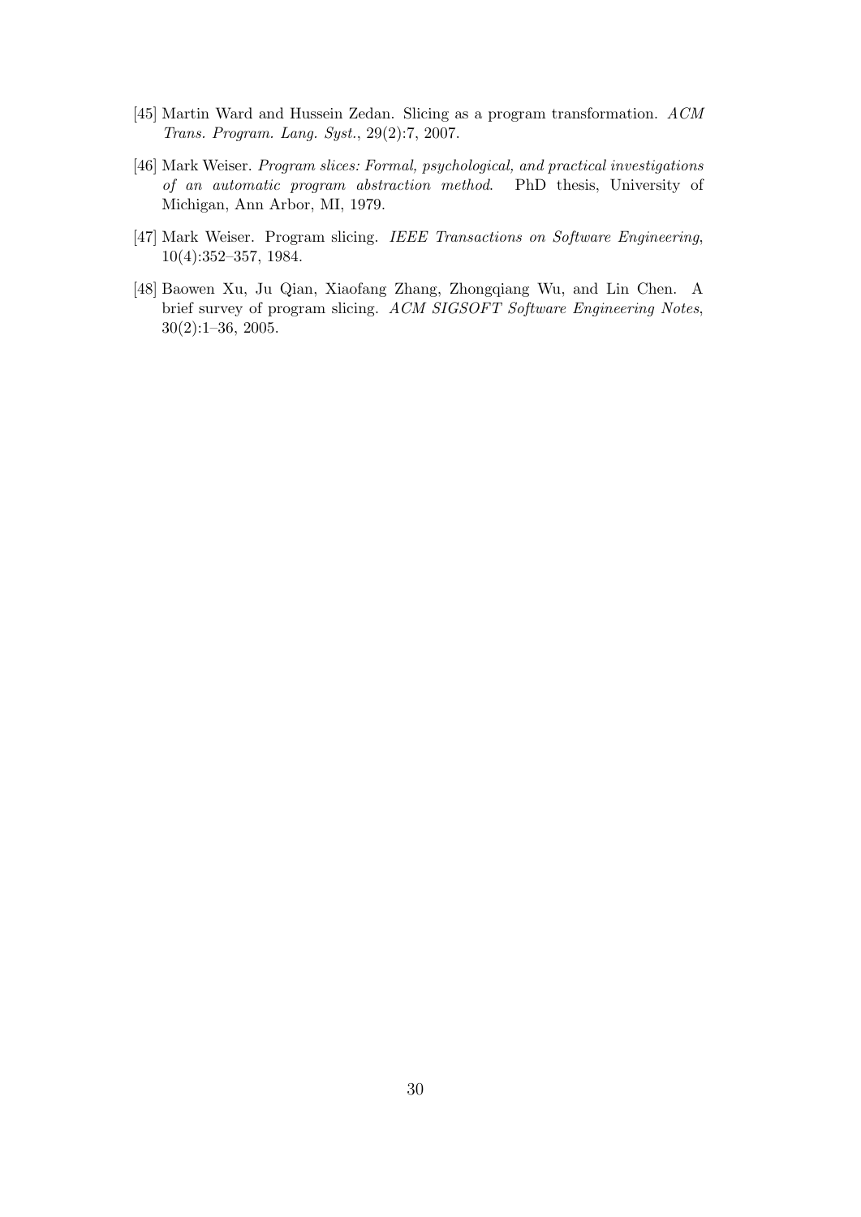[45] Martin Ward and Hussein Zedan. Slicing as a program transformation. *ACM Trans. Program. Lang. Syst.*, 29(2):7, 2007.

[46] Mark Weiser. *Program slices: Formal, psychological, and practical investigations of an automatic program abstraction method*. PhD thesis, University of Michigan, Ann Arbor, MI, 1979.

[47] Mark Weiser. Program slicing. *IEEE Transactions on Software Engineering*, 10(4):352–357, 1984.

[48] Baowen Xu, Ju Qian, Xiaofang Zhang, Zhongqiang Wu, and Lin Chen. A brief survey of program slicing. *ACM SIGSOFT Software Engineering Notes*, 30(2):1–36, 2005.